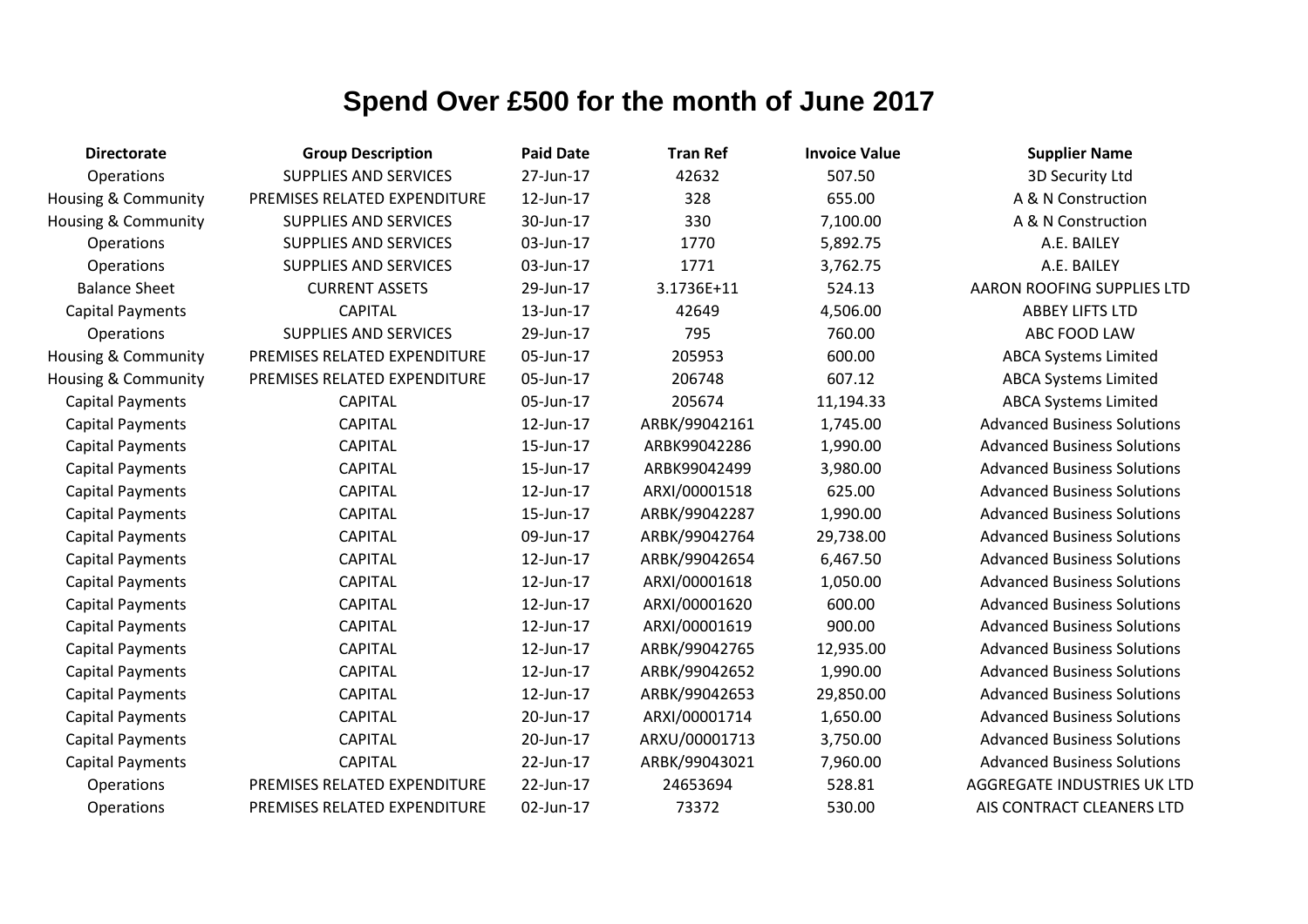# Spend Over £500 for the month of June 2017

| Directorate | Group Description | Paid Date | Tran Ref | Invoice Value | Supplier Name |
|---|---|---|---|---|---|
| Operations | SUPPLIES AND SERVICES | 27-Jun-17 | 42632 | 507.50 | 3D Security Ltd |
| Housing & Community | PREMISES RELATED EXPENDITURE | 12-Jun-17 | 328 | 655.00 | A & N Construction |
| Housing & Community | SUPPLIES AND SERVICES | 30-Jun-17 | 330 | 7,100.00 | A & N Construction |
| Operations | SUPPLIES AND SERVICES | 03-Jun-17 | 1770 | 5,892.75 | A.E. BAILEY |
| Operations | SUPPLIES AND SERVICES | 03-Jun-17 | 1771 | 3,762.75 | A.E. BAILEY |
| Balance Sheet | CURRENT ASSETS | 29-Jun-17 | 3.1736E+11 | 524.13 | AARON ROOFING SUPPLIES LTD |
| Capital Payments | CAPITAL | 13-Jun-17 | 42649 | 4,506.00 | ABBEY LIFTS LTD |
| Operations | SUPPLIES AND SERVICES | 29-Jun-17 | 795 | 760.00 | ABC FOOD LAW |
| Housing & Community | PREMISES RELATED EXPENDITURE | 05-Jun-17 | 205953 | 600.00 | ABCA Systems Limited |
| Housing & Community | PREMISES RELATED EXPENDITURE | 05-Jun-17 | 206748 | 607.12 | ABCA Systems Limited |
| Capital Payments | CAPITAL | 05-Jun-17 | 205674 | 11,194.33 | ABCA Systems Limited |
| Capital Payments | CAPITAL | 12-Jun-17 | ARBK/99042161 | 1,745.00 | Advanced Business Solutions |
| Capital Payments | CAPITAL | 15-Jun-17 | ARBK99042286 | 1,990.00 | Advanced Business Solutions |
| Capital Payments | CAPITAL | 15-Jun-17 | ARBK99042499 | 3,980.00 | Advanced Business Solutions |
| Capital Payments | CAPITAL | 12-Jun-17 | ARXI/00001518 | 625.00 | Advanced Business Solutions |
| Capital Payments | CAPITAL | 15-Jun-17 | ARBK/99042287 | 1,990.00 | Advanced Business Solutions |
| Capital Payments | CAPITAL | 09-Jun-17 | ARBK/99042764 | 29,738.00 | Advanced Business Solutions |
| Capital Payments | CAPITAL | 12-Jun-17 | ARBK/99042654 | 6,467.50 | Advanced Business Solutions |
| Capital Payments | CAPITAL | 12-Jun-17 | ARXI/00001618 | 1,050.00 | Advanced Business Solutions |
| Capital Payments | CAPITAL | 12-Jun-17 | ARXI/00001620 | 600.00 | Advanced Business Solutions |
| Capital Payments | CAPITAL | 12-Jun-17 | ARXI/00001619 | 900.00 | Advanced Business Solutions |
| Capital Payments | CAPITAL | 12-Jun-17 | ARBK/99042765 | 12,935.00 | Advanced Business Solutions |
| Capital Payments | CAPITAL | 12-Jun-17 | ARBK/99042652 | 1,990.00 | Advanced Business Solutions |
| Capital Payments | CAPITAL | 12-Jun-17 | ARBK/99042653 | 29,850.00 | Advanced Business Solutions |
| Capital Payments | CAPITAL | 20-Jun-17 | ARXI/00001714 | 1,650.00 | Advanced Business Solutions |
| Capital Payments | CAPITAL | 20-Jun-17 | ARXU/00001713 | 3,750.00 | Advanced Business Solutions |
| Capital Payments | CAPITAL | 22-Jun-17 | ARBK/99043021 | 7,960.00 | Advanced Business Solutions |
| Operations | PREMISES RELATED EXPENDITURE | 22-Jun-17 | 24653694 | 528.81 | AGGREGATE INDUSTRIES UK LTD |
| Operations | PREMISES RELATED EXPENDITURE | 02-Jun-17 | 73372 | 530.00 | AIS CONTRACT CLEANERS LTD |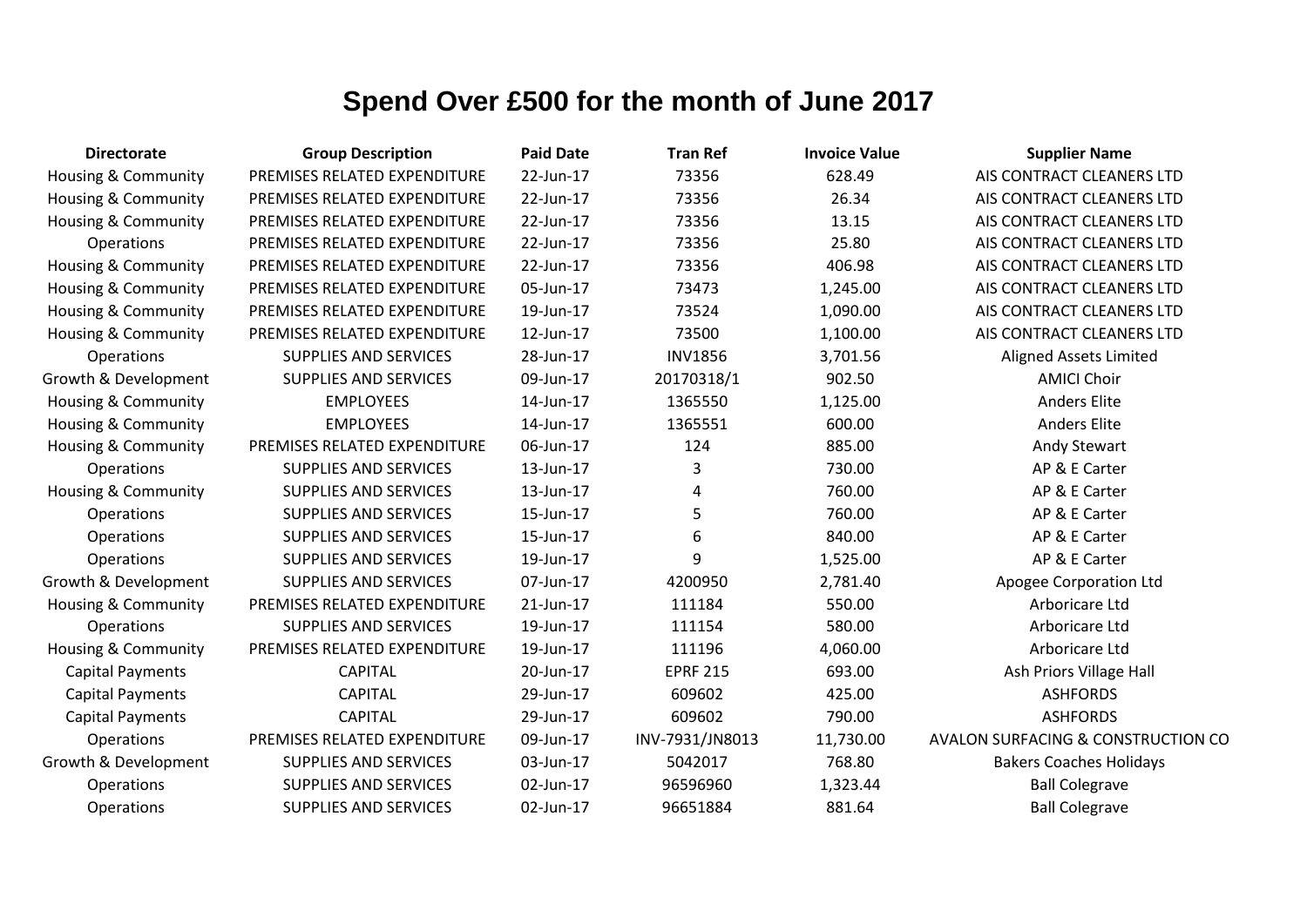# Spend Over £500 for the month of June 2017

| Directorate | Group Description | Paid Date | Tran Ref | Invoice Value | Supplier Name |
|---|---|---|---|---|---|
| Housing & Community | PREMISES RELATED EXPENDITURE | 22-Jun-17 | 73356 | 628.49 | AIS CONTRACT CLEANERS LTD |
| Housing & Community | PREMISES RELATED EXPENDITURE | 22-Jun-17 | 73356 | 26.34 | AIS CONTRACT CLEANERS LTD |
| Housing & Community | PREMISES RELATED EXPENDITURE | 22-Jun-17 | 73356 | 13.15 | AIS CONTRACT CLEANERS LTD |
| Operations | PREMISES RELATED EXPENDITURE | 22-Jun-17 | 73356 | 25.80 | AIS CONTRACT CLEANERS LTD |
| Housing & Community | PREMISES RELATED EXPENDITURE | 22-Jun-17 | 73356 | 406.98 | AIS CONTRACT CLEANERS LTD |
| Housing & Community | PREMISES RELATED EXPENDITURE | 05-Jun-17 | 73473 | 1,245.00 | AIS CONTRACT CLEANERS LTD |
| Housing & Community | PREMISES RELATED EXPENDITURE | 19-Jun-17 | 73524 | 1,090.00 | AIS CONTRACT CLEANERS LTD |
| Housing & Community | PREMISES RELATED EXPENDITURE | 12-Jun-17 | 73500 | 1,100.00 | AIS CONTRACT CLEANERS LTD |
| Operations | SUPPLIES AND SERVICES | 28-Jun-17 | INV1856 | 3,701.56 | Aligned Assets Limited |
| Growth & Development | SUPPLIES AND SERVICES | 09-Jun-17 | 20170318/1 | 902.50 | AMICI Choir |
| Housing & Community | EMPLOYEES | 14-Jun-17 | 1365550 | 1,125.00 | Anders Elite |
| Housing & Community | EMPLOYEES | 14-Jun-17 | 1365551 | 600.00 | Anders Elite |
| Housing & Community | PREMISES RELATED EXPENDITURE | 06-Jun-17 | 124 | 885.00 | Andy Stewart |
| Operations | SUPPLIES AND SERVICES | 13-Jun-17 | 3 | 730.00 | AP & E Carter |
| Housing & Community | SUPPLIES AND SERVICES | 13-Jun-17 | 4 | 760.00 | AP & E Carter |
| Operations | SUPPLIES AND SERVICES | 15-Jun-17 | 5 | 760.00 | AP & E Carter |
| Operations | SUPPLIES AND SERVICES | 15-Jun-17 | 6 | 840.00 | AP & E Carter |
| Operations | SUPPLIES AND SERVICES | 19-Jun-17 | 9 | 1,525.00 | AP & E Carter |
| Growth & Development | SUPPLIES AND SERVICES | 07-Jun-17 | 4200950 | 2,781.40 | Apogee Corporation Ltd |
| Housing & Community | PREMISES RELATED EXPENDITURE | 21-Jun-17 | 111184 | 550.00 | Arboricare Ltd |
| Operations | SUPPLIES AND SERVICES | 19-Jun-17 | 111154 | 580.00 | Arboricare Ltd |
| Housing & Community | PREMISES RELATED EXPENDITURE | 19-Jun-17 | 111196 | 4,060.00 | Arboricare Ltd |
| Capital Payments | CAPITAL | 20-Jun-17 | EPRF 215 | 693.00 | Ash Priors Village Hall |
| Capital Payments | CAPITAL | 29-Jun-17 | 609602 | 425.00 | ASHFORDS |
| Capital Payments | CAPITAL | 29-Jun-17 | 609602 | 790.00 | ASHFORDS |
| Operations | PREMISES RELATED EXPENDITURE | 09-Jun-17 | INV-7931/JN8013 | 11,730.00 | AVALON SURFACING & CONSTRUCTION CO |
| Growth & Development | SUPPLIES AND SERVICES | 03-Jun-17 | 5042017 | 768.80 | Bakers Coaches Holidays |
| Operations | SUPPLIES AND SERVICES | 02-Jun-17 | 96596960 | 1,323.44 | Ball Colegrave |
| Operations | SUPPLIES AND SERVICES | 02-Jun-17 | 96651884 | 881.64 | Ball Colegrave |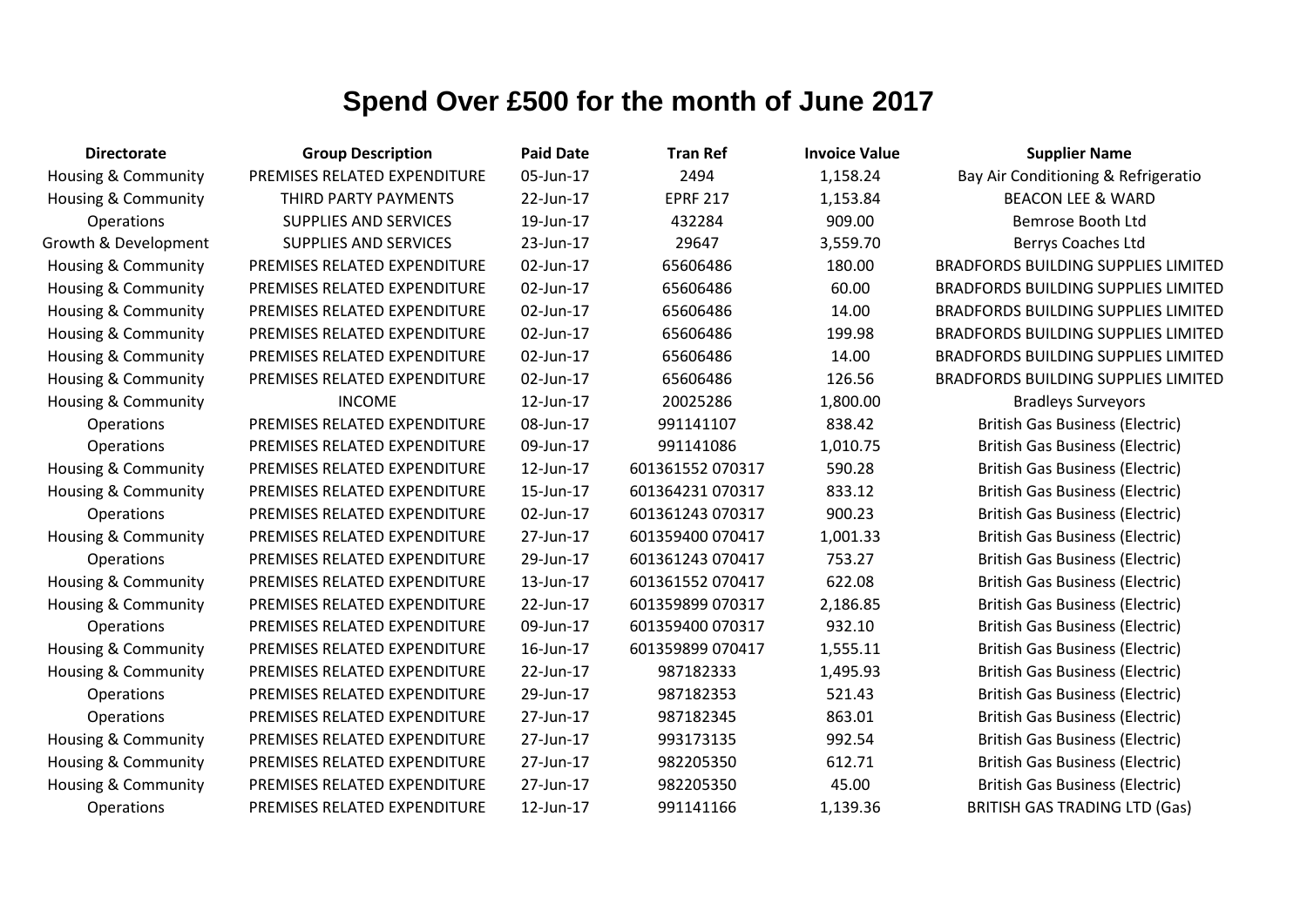# Spend Over £500 for the month of June 2017

| Directorate | Group Description | Paid Date | Tran Ref | Invoice Value | Supplier Name |
|---|---|---|---|---|---|
| Housing & Community | PREMISES RELATED EXPENDITURE | 05-Jun-17 | 2494 | 1,158.24 | Bay Air Conditioning & Refrigeratio |
| Housing & Community | THIRD PARTY PAYMENTS | 22-Jun-17 | EPRF 217 | 1,153.84 | BEACON LEE & WARD |
| Operations | SUPPLIES AND SERVICES | 19-Jun-17 | 432284 | 909.00 | Bemrose Booth Ltd |
| Growth & Development | SUPPLIES AND SERVICES | 23-Jun-17 | 29647 | 3,559.70 | Berrys Coaches Ltd |
| Housing & Community | PREMISES RELATED EXPENDITURE | 02-Jun-17 | 65606486 | 180.00 | BRADFORDS BUILDING SUPPLIES LIMITED |
| Housing & Community | PREMISES RELATED EXPENDITURE | 02-Jun-17 | 65606486 | 60.00 | BRADFORDS BUILDING SUPPLIES LIMITED |
| Housing & Community | PREMISES RELATED EXPENDITURE | 02-Jun-17 | 65606486 | 14.00 | BRADFORDS BUILDING SUPPLIES LIMITED |
| Housing & Community | PREMISES RELATED EXPENDITURE | 02-Jun-17 | 65606486 | 199.98 | BRADFORDS BUILDING SUPPLIES LIMITED |
| Housing & Community | PREMISES RELATED EXPENDITURE | 02-Jun-17 | 65606486 | 14.00 | BRADFORDS BUILDING SUPPLIES LIMITED |
| Housing & Community | PREMISES RELATED EXPENDITURE | 02-Jun-17 | 65606486 | 126.56 | BRADFORDS BUILDING SUPPLIES LIMITED |
| Housing & Community | INCOME | 12-Jun-17 | 20025286 | 1,800.00 | Bradleys Surveyors |
| Operations | PREMISES RELATED EXPENDITURE | 08-Jun-17 | 991141107 | 838.42 | British Gas Business (Electric) |
| Operations | PREMISES RELATED EXPENDITURE | 09-Jun-17 | 991141086 | 1,010.75 | British Gas Business (Electric) |
| Housing & Community | PREMISES RELATED EXPENDITURE | 12-Jun-17 | 601361552 070317 | 590.28 | British Gas Business (Electric) |
| Housing & Community | PREMISES RELATED EXPENDITURE | 15-Jun-17 | 601364231 070317 | 833.12 | British Gas Business (Electric) |
| Operations | PREMISES RELATED EXPENDITURE | 02-Jun-17 | 601361243 070317 | 900.23 | British Gas Business (Electric) |
| Housing & Community | PREMISES RELATED EXPENDITURE | 27-Jun-17 | 601359400 070417 | 1,001.33 | British Gas Business (Electric) |
| Operations | PREMISES RELATED EXPENDITURE | 29-Jun-17 | 601361243 070417 | 753.27 | British Gas Business (Electric) |
| Housing & Community | PREMISES RELATED EXPENDITURE | 13-Jun-17 | 601361552 070417 | 622.08 | British Gas Business (Electric) |
| Housing & Community | PREMISES RELATED EXPENDITURE | 22-Jun-17 | 601359899 070317 | 2,186.85 | British Gas Business (Electric) |
| Operations | PREMISES RELATED EXPENDITURE | 09-Jun-17 | 601359400 070317 | 932.10 | British Gas Business (Electric) |
| Housing & Community | PREMISES RELATED EXPENDITURE | 16-Jun-17 | 601359899 070417 | 1,555.11 | British Gas Business (Electric) |
| Housing & Community | PREMISES RELATED EXPENDITURE | 22-Jun-17 | 987182333 | 1,495.93 | British Gas Business (Electric) |
| Operations | PREMISES RELATED EXPENDITURE | 29-Jun-17 | 987182353 | 521.43 | British Gas Business (Electric) |
| Operations | PREMISES RELATED EXPENDITURE | 27-Jun-17 | 987182345 | 863.01 | British Gas Business (Electric) |
| Housing & Community | PREMISES RELATED EXPENDITURE | 27-Jun-17 | 993173135 | 992.54 | British Gas Business (Electric) |
| Housing & Community | PREMISES RELATED EXPENDITURE | 27-Jun-17 | 982205350 | 612.71 | British Gas Business (Electric) |
| Housing & Community | PREMISES RELATED EXPENDITURE | 27-Jun-17 | 982205350 | 45.00 | British Gas Business (Electric) |
| Operations | PREMISES RELATED EXPENDITURE | 12-Jun-17 | 991141166 | 1,139.36 | BRITISH GAS TRADING LTD (Gas) |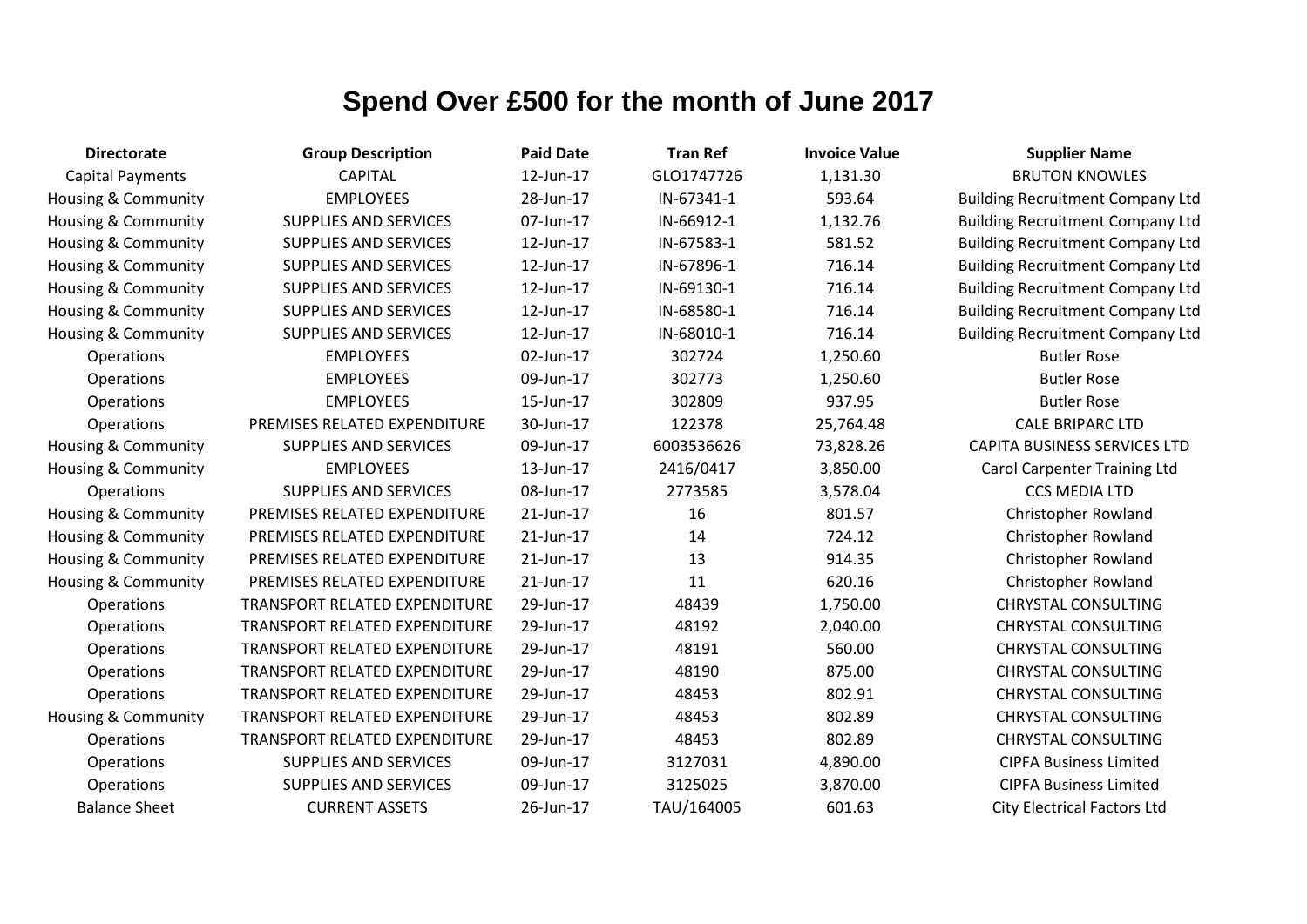# Spend Over £500 for the month of June 2017

| Directorate | Group Description | Paid Date | Tran Ref | Invoice Value | Supplier Name |
|---|---|---|---|---|---|
| Capital Payments | CAPITAL | 12-Jun-17 | GLO1747726 | 1,131.30 | BRUTON KNOWLES |
| Housing & Community | EMPLOYEES | 28-Jun-17 | IN-67341-1 | 593.64 | Building Recruitment Company Ltd |
| Housing & Community | SUPPLIES AND SERVICES | 07-Jun-17 | IN-66912-1 | 1,132.76 | Building Recruitment Company Ltd |
| Housing & Community | SUPPLIES AND SERVICES | 12-Jun-17 | IN-67583-1 | 581.52 | Building Recruitment Company Ltd |
| Housing & Community | SUPPLIES AND SERVICES | 12-Jun-17 | IN-67896-1 | 716.14 | Building Recruitment Company Ltd |
| Housing & Community | SUPPLIES AND SERVICES | 12-Jun-17 | IN-69130-1 | 716.14 | Building Recruitment Company Ltd |
| Housing & Community | SUPPLIES AND SERVICES | 12-Jun-17 | IN-68580-1 | 716.14 | Building Recruitment Company Ltd |
| Housing & Community | SUPPLIES AND SERVICES | 12-Jun-17 | IN-68010-1 | 716.14 | Building Recruitment Company Ltd |
| Operations | EMPLOYEES | 02-Jun-17 | 302724 | 1,250.60 | Butler Rose |
| Operations | EMPLOYEES | 09-Jun-17 | 302773 | 1,250.60 | Butler Rose |
| Operations | EMPLOYEES | 15-Jun-17 | 302809 | 937.95 | Butler Rose |
| Operations | PREMISES RELATED EXPENDITURE | 30-Jun-17 | 122378 | 25,764.48 | CALE BRIPARC LTD |
| Housing & Community | SUPPLIES AND SERVICES | 09-Jun-17 | 6003536626 | 73,828.26 | CAPITA BUSINESS SERVICES LTD |
| Housing & Community | EMPLOYEES | 13-Jun-17 | 2416/0417 | 3,850.00 | Carol Carpenter Training Ltd |
| Operations | SUPPLIES AND SERVICES | 08-Jun-17 | 2773585 | 3,578.04 | CCS MEDIA LTD |
| Housing & Community | PREMISES RELATED EXPENDITURE | 21-Jun-17 | 16 | 801.57 | Christopher Rowland |
| Housing & Community | PREMISES RELATED EXPENDITURE | 21-Jun-17 | 14 | 724.12 | Christopher Rowland |
| Housing & Community | PREMISES RELATED EXPENDITURE | 21-Jun-17 | 13 | 914.35 | Christopher Rowland |
| Housing & Community | PREMISES RELATED EXPENDITURE | 21-Jun-17 | 11 | 620.16 | Christopher Rowland |
| Operations | TRANSPORT RELATED EXPENDITURE | 29-Jun-17 | 48439 | 1,750.00 | CHRYSTAL CONSULTING |
| Operations | TRANSPORT RELATED EXPENDITURE | 29-Jun-17 | 48192 | 2,040.00 | CHRYSTAL CONSULTING |
| Operations | TRANSPORT RELATED EXPENDITURE | 29-Jun-17 | 48191 | 560.00 | CHRYSTAL CONSULTING |
| Operations | TRANSPORT RELATED EXPENDITURE | 29-Jun-17 | 48190 | 875.00 | CHRYSTAL CONSULTING |
| Operations | TRANSPORT RELATED EXPENDITURE | 29-Jun-17 | 48453 | 802.91 | CHRYSTAL CONSULTING |
| Housing & Community | TRANSPORT RELATED EXPENDITURE | 29-Jun-17 | 48453 | 802.89 | CHRYSTAL CONSULTING |
| Operations | TRANSPORT RELATED EXPENDITURE | 29-Jun-17 | 48453 | 802.89 | CHRYSTAL CONSULTING |
| Operations | SUPPLIES AND SERVICES | 09-Jun-17 | 3127031 | 4,890.00 | CIPFA Business Limited |
| Operations | SUPPLIES AND SERVICES | 09-Jun-17 | 3125025 | 3,870.00 | CIPFA Business Limited |
| Balance Sheet | CURRENT ASSETS | 26-Jun-17 | TAU/164005 | 601.63 | City Electrical Factors Ltd |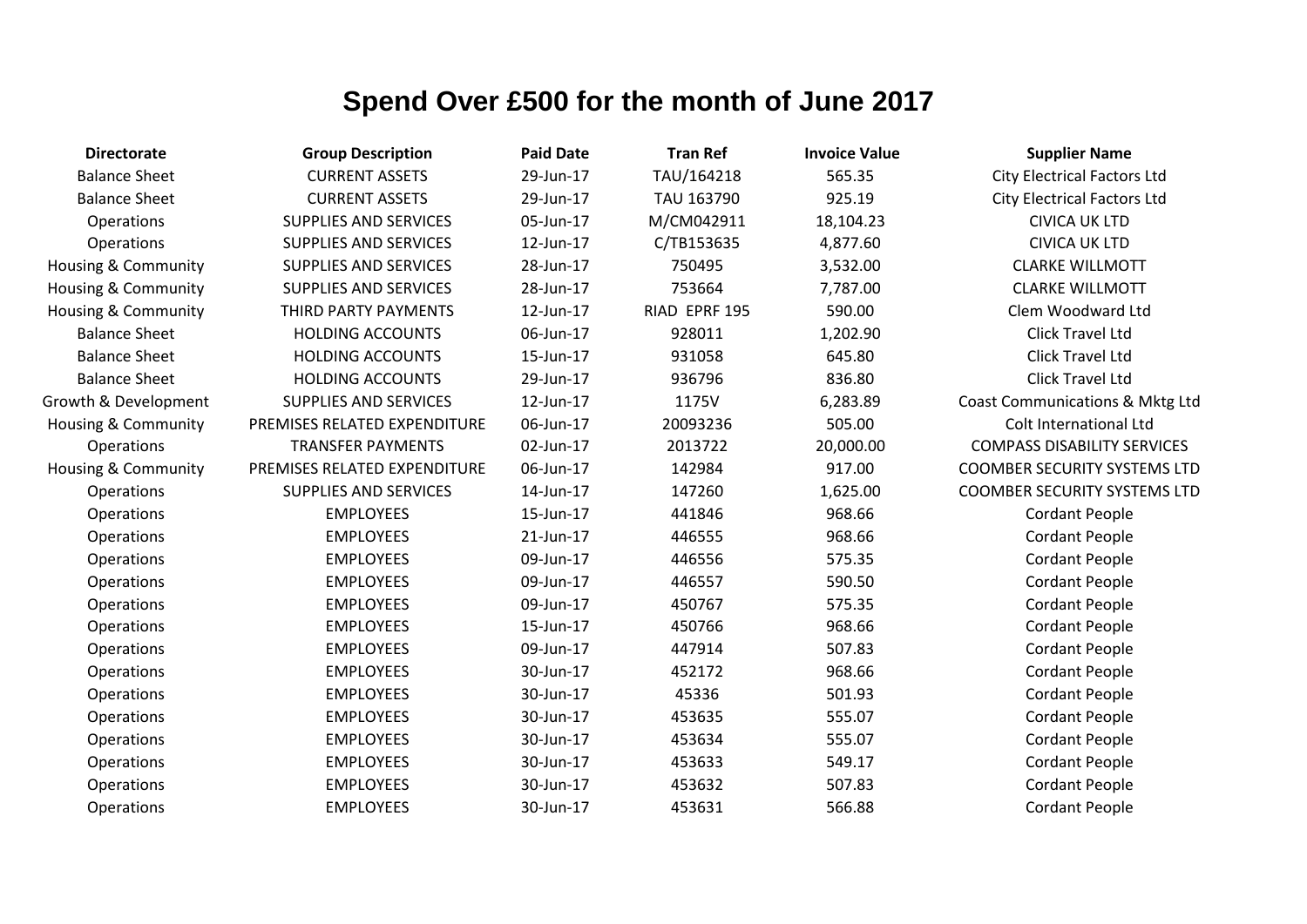# Spend Over £500 for the month of June 2017

| Directorate | Group Description | Paid Date | Tran Ref | Invoice Value | Supplier Name |
|---|---|---|---|---|---|
| Balance Sheet | CURRENT ASSETS | 29-Jun-17 | TAU/164218 | 565.35 | City Electrical Factors Ltd |
| Balance Sheet | CURRENT ASSETS | 29-Jun-17 | TAU 163790 | 925.19 | City Electrical Factors Ltd |
| Operations | SUPPLIES AND SERVICES | 05-Jun-17 | M/CM042911 | 18,104.23 | CIVICA UK LTD |
| Operations | SUPPLIES AND SERVICES | 12-Jun-17 | C/TB153635 | 4,877.60 | CIVICA UK LTD |
| Housing & Community | SUPPLIES AND SERVICES | 28-Jun-17 | 750495 | 3,532.00 | CLARKE WILLMOTT |
| Housing & Community | SUPPLIES AND SERVICES | 28-Jun-17 | 753664 | 7,787.00 | CLARKE WILLMOTT |
| Housing & Community | THIRD PARTY PAYMENTS | 12-Jun-17 | RIAD EPRF 195 | 590.00 | Clem Woodward Ltd |
| Balance Sheet | HOLDING ACCOUNTS | 06-Jun-17 | 928011 | 1,202.90 | Click Travel Ltd |
| Balance Sheet | HOLDING ACCOUNTS | 15-Jun-17 | 931058 | 645.80 | Click Travel Ltd |
| Balance Sheet | HOLDING ACCOUNTS | 29-Jun-17 | 936796 | 836.80 | Click Travel Ltd |
| Growth & Development | SUPPLIES AND SERVICES | 12-Jun-17 | 1175V | 6,283.89 | Coast Communications & Mktg Ltd |
| Housing & Community | PREMISES RELATED EXPENDITURE | 06-Jun-17 | 20093236 | 505.00 | Colt International Ltd |
| Operations | TRANSFER PAYMENTS | 02-Jun-17 | 2013722 | 20,000.00 | COMPASS DISABILITY SERVICES |
| Housing & Community | PREMISES RELATED EXPENDITURE | 06-Jun-17 | 142984 | 917.00 | COOMBER SECURITY SYSTEMS LTD |
| Operations | SUPPLIES AND SERVICES | 14-Jun-17 | 147260 | 1,625.00 | COOMBER SECURITY SYSTEMS LTD |
| Operations | EMPLOYEES | 15-Jun-17 | 441846 | 968.66 | Cordant People |
| Operations | EMPLOYEES | 21-Jun-17 | 446555 | 968.66 | Cordant People |
| Operations | EMPLOYEES | 09-Jun-17 | 446556 | 575.35 | Cordant People |
| Operations | EMPLOYEES | 09-Jun-17 | 446557 | 590.50 | Cordant People |
| Operations | EMPLOYEES | 09-Jun-17 | 450767 | 575.35 | Cordant People |
| Operations | EMPLOYEES | 15-Jun-17 | 450766 | 968.66 | Cordant People |
| Operations | EMPLOYEES | 09-Jun-17 | 447914 | 507.83 | Cordant People |
| Operations | EMPLOYEES | 30-Jun-17 | 452172 | 968.66 | Cordant People |
| Operations | EMPLOYEES | 30-Jun-17 | 45336 | 501.93 | Cordant People |
| Operations | EMPLOYEES | 30-Jun-17 | 453635 | 555.07 | Cordant People |
| Operations | EMPLOYEES | 30-Jun-17 | 453634 | 555.07 | Cordant People |
| Operations | EMPLOYEES | 30-Jun-17 | 453633 | 549.17 | Cordant People |
| Operations | EMPLOYEES | 30-Jun-17 | 453632 | 507.83 | Cordant People |
| Operations | EMPLOYEES | 30-Jun-17 | 453631 | 566.88 | Cordant People |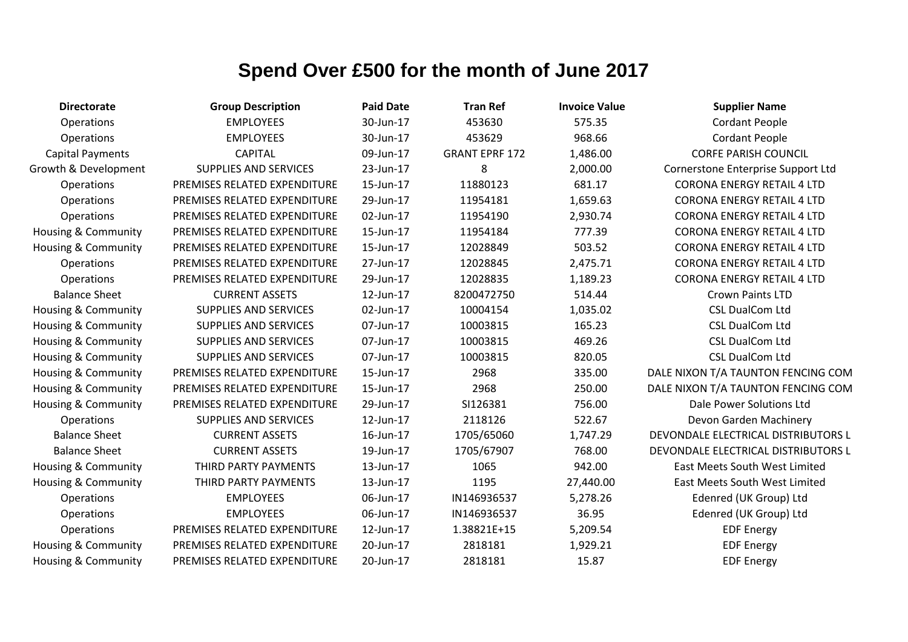# Spend Over £500 for the month of June 2017

| Directorate | Group Description | Paid Date | Tran Ref | Invoice Value | Supplier Name |
|---|---|---|---|---|---|
| Operations | EMPLOYEES | 30-Jun-17 | 453630 | 575.35 | Cordant People |
| Operations | EMPLOYEES | 30-Jun-17 | 453629 | 968.66 | Cordant People |
| Capital Payments | CAPITAL | 09-Jun-17 | GRANT EPRF 172 | 1,486.00 | CORFE PARISH COUNCIL |
| Growth & Development | SUPPLIES AND SERVICES | 23-Jun-17 | 8 | 2,000.00 | Cornerstone Enterprise Support Ltd |
| Operations | PREMISES RELATED EXPENDITURE | 15-Jun-17 | 11880123 | 681.17 | CORONA ENERGY RETAIL 4 LTD |
| Operations | PREMISES RELATED EXPENDITURE | 29-Jun-17 | 11954181 | 1,659.63 | CORONA ENERGY RETAIL 4 LTD |
| Operations | PREMISES RELATED EXPENDITURE | 02-Jun-17 | 11954190 | 2,930.74 | CORONA ENERGY RETAIL 4 LTD |
| Housing & Community | PREMISES RELATED EXPENDITURE | 15-Jun-17 | 11954184 | 777.39 | CORONA ENERGY RETAIL 4 LTD |
| Housing & Community | PREMISES RELATED EXPENDITURE | 15-Jun-17 | 12028849 | 503.52 | CORONA ENERGY RETAIL 4 LTD |
| Operations | PREMISES RELATED EXPENDITURE | 27-Jun-17 | 12028845 | 2,475.71 | CORONA ENERGY RETAIL 4 LTD |
| Operations | PREMISES RELATED EXPENDITURE | 29-Jun-17 | 12028835 | 1,189.23 | CORONA ENERGY RETAIL 4 LTD |
| Balance Sheet | CURRENT ASSETS | 12-Jun-17 | 8200472750 | 514.44 | Crown Paints LTD |
| Housing & Community | SUPPLIES AND SERVICES | 02-Jun-17 | 10004154 | 1,035.02 | CSL DualCom Ltd |
| Housing & Community | SUPPLIES AND SERVICES | 07-Jun-17 | 10003815 | 165.23 | CSL DualCom Ltd |
| Housing & Community | SUPPLIES AND SERVICES | 07-Jun-17 | 10003815 | 469.26 | CSL DualCom Ltd |
| Housing & Community | SUPPLIES AND SERVICES | 07-Jun-17 | 10003815 | 820.05 | CSL DualCom Ltd |
| Housing & Community | PREMISES RELATED EXPENDITURE | 15-Jun-17 | 2968 | 335.00 | DALE NIXON T/A TAUNTON FENCING COM |
| Housing & Community | PREMISES RELATED EXPENDITURE | 15-Jun-17 | 2968 | 250.00 | DALE NIXON T/A TAUNTON FENCING COM |
| Housing & Community | PREMISES RELATED EXPENDITURE | 29-Jun-17 | SI126381 | 756.00 | Dale Power Solutions Ltd |
| Operations | SUPPLIES AND SERVICES | 12-Jun-17 | 2118126 | 522.67 | Devon Garden Machinery |
| Balance Sheet | CURRENT ASSETS | 16-Jun-17 | 1705/65060 | 1,747.29 | DEVONDALE ELECTRICAL DISTRIBUTORS L |
| Balance Sheet | CURRENT ASSETS | 19-Jun-17 | 1705/67907 | 768.00 | DEVONDALE ELECTRICAL DISTRIBUTORS L |
| Housing & Community | THIRD PARTY PAYMENTS | 13-Jun-17 | 1065 | 942.00 | East Meets South West Limited |
| Housing & Community | THIRD PARTY PAYMENTS | 13-Jun-17 | 1195 | 27,440.00 | East Meets South West Limited |
| Operations | EMPLOYEES | 06-Jun-17 | IN146936537 | 5,278.26 | Edenred (UK Group) Ltd |
| Operations | EMPLOYEES | 06-Jun-17 | IN146936537 | 36.95 | Edenred (UK Group) Ltd |
| Operations | PREMISES RELATED EXPENDITURE | 12-Jun-17 | 1.38821E+15 | 5,209.54 | EDF Energy |
| Housing & Community | PREMISES RELATED EXPENDITURE | 20-Jun-17 | 2818181 | 1,929.21 | EDF Energy |
| Housing & Community | PREMISES RELATED EXPENDITURE | 20-Jun-17 | 2818181 | 15.87 | EDF Energy |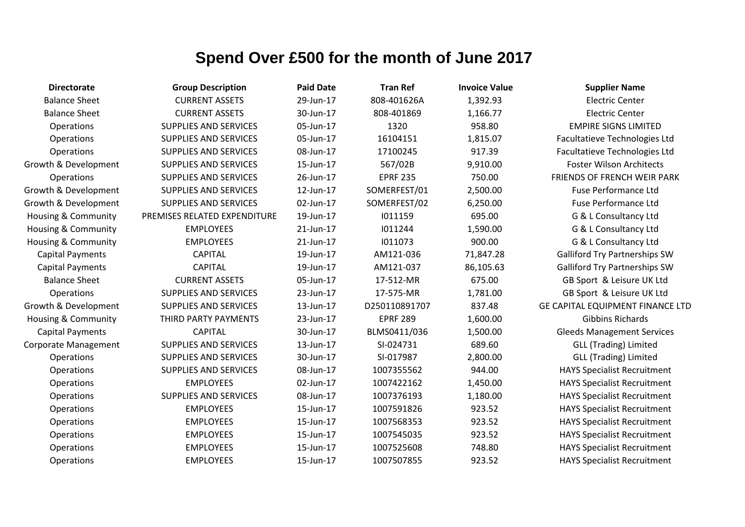# Spend Over £500 for the month of June 2017

| Directorate | Group Description | Paid Date | Tran Ref | Invoice Value | Supplier Name |
|---|---|---|---|---|---|
| Balance Sheet | CURRENT ASSETS | 29-Jun-17 | 808-401626A | 1,392.93 | Electric Center |
| Balance Sheet | CURRENT ASSETS | 30-Jun-17 | 808-401869 | 1,166.77 | Electric Center |
| Operations | SUPPLIES AND SERVICES | 05-Jun-17 | 1320 | 958.80 | EMPIRE SIGNS LIMITED |
| Operations | SUPPLIES AND SERVICES | 05-Jun-17 | 16104151 | 1,815.07 | Facultatieve Technologies Ltd |
| Operations | SUPPLIES AND SERVICES | 08-Jun-17 | 17100245 | 917.39 | Facultatieve Technologies Ltd |
| Growth & Development | SUPPLIES AND SERVICES | 15-Jun-17 | 567/02B | 9,910.00 | Foster Wilson Architects |
| Operations | SUPPLIES AND SERVICES | 26-Jun-17 | EPRF 235 | 750.00 | FRIENDS OF FRENCH WEIR PARK |
| Growth & Development | SUPPLIES AND SERVICES | 12-Jun-17 | SOMERFEST/01 | 2,500.00 | Fuse Performance Ltd |
| Growth & Development | SUPPLIES AND SERVICES | 02-Jun-17 | SOMERFEST/02 | 6,250.00 | Fuse Performance Ltd |
| Housing & Community | PREMISES RELATED EXPENDITURE | 19-Jun-17 | I011159 | 695.00 | G & L Consultancy Ltd |
| Housing & Community | EMPLOYEES | 21-Jun-17 | I011244 | 1,590.00 | G & L Consultancy Ltd |
| Housing & Community | EMPLOYEES | 21-Jun-17 | I011073 | 900.00 | G & L Consultancy Ltd |
| Capital Payments | CAPITAL | 19-Jun-17 | AM121-036 | 71,847.28 | Galliford Try Partnerships SW |
| Capital Payments | CAPITAL | 19-Jun-17 | AM121-037 | 86,105.63 | Galliford Try Partnerships SW |
| Balance Sheet | CURRENT ASSETS | 05-Jun-17 | 17-512-MR | 675.00 | GB Sport & Leisure UK Ltd |
| Operations | SUPPLIES AND SERVICES | 23-Jun-17 | 17-575-MR | 1,781.00 | GB Sport & Leisure UK Ltd |
| Growth & Development | SUPPLIES AND SERVICES | 13-Jun-17 | D250110891707 | 837.48 | GE CAPITAL EQUIPMENT FINANCE LTD |
| Housing & Community | THIRD PARTY PAYMENTS | 23-Jun-17 | EPRF 289 | 1,600.00 | Gibbins Richards |
| Capital Payments | CAPITAL | 30-Jun-17 | BLMS0411/036 | 1,500.00 | Gleeds Management Services |
| Corporate Management | SUPPLIES AND SERVICES | 13-Jun-17 | SI-024731 | 689.60 | GLL (Trading) Limited |
| Operations | SUPPLIES AND SERVICES | 30-Jun-17 | SI-017987 | 2,800.00 | GLL (Trading) Limited |
| Operations | SUPPLIES AND SERVICES | 08-Jun-17 | 1007355562 | 944.00 | HAYS Specialist Recruitment |
| Operations | EMPLOYEES | 02-Jun-17 | 1007422162 | 1,450.00 | HAYS Specialist Recruitment |
| Operations | SUPPLIES AND SERVICES | 08-Jun-17 | 1007376193 | 1,180.00 | HAYS Specialist Recruitment |
| Operations | EMPLOYEES | 15-Jun-17 | 1007591826 | 923.52 | HAYS Specialist Recruitment |
| Operations | EMPLOYEES | 15-Jun-17 | 1007568353 | 923.52 | HAYS Specialist Recruitment |
| Operations | EMPLOYEES | 15-Jun-17 | 1007545035 | 923.52 | HAYS Specialist Recruitment |
| Operations | EMPLOYEES | 15-Jun-17 | 1007525608 | 748.80 | HAYS Specialist Recruitment |
| Operations | EMPLOYEES | 15-Jun-17 | 1007507855 | 923.52 | HAYS Specialist Recruitment |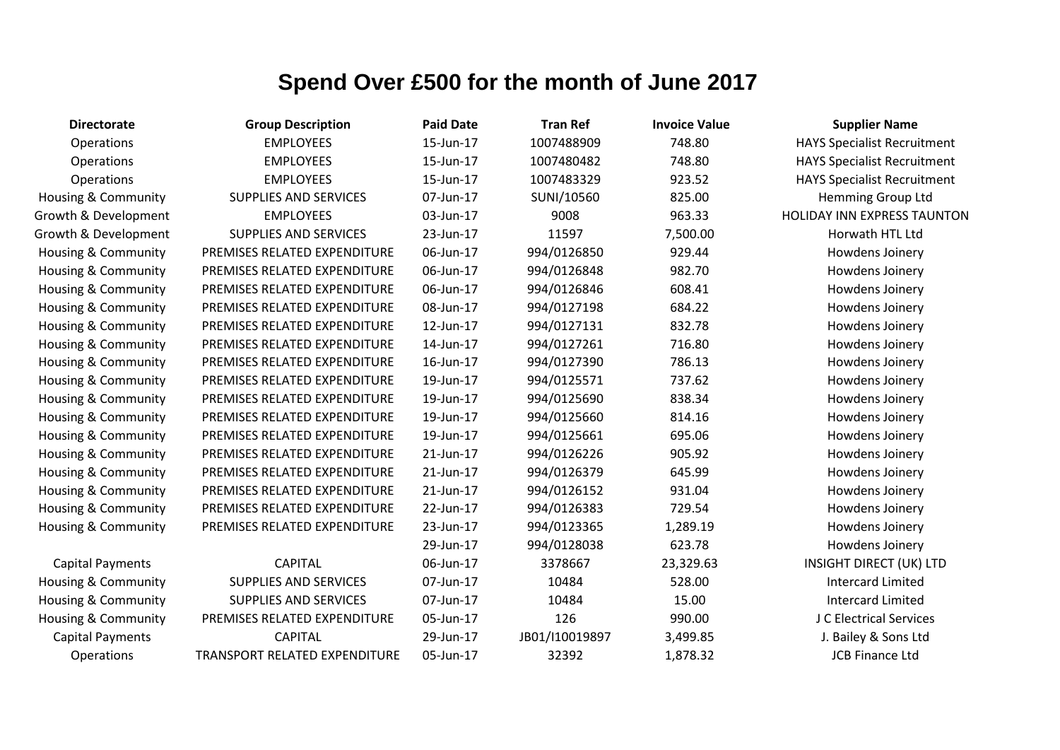# Spend Over £500 for the month of June 2017

| Directorate | Group Description | Paid Date | Tran Ref | Invoice Value | Supplier Name |
|---|---|---|---|---|---|
| Operations | EMPLOYEES | 15-Jun-17 | 1007488909 | 748.80 | HAYS Specialist Recruitment |
| Operations | EMPLOYEES | 15-Jun-17 | 1007480482 | 748.80 | HAYS Specialist Recruitment |
| Operations | EMPLOYEES | 15-Jun-17 | 1007483329 | 923.52 | HAYS Specialist Recruitment |
| Housing & Community | SUPPLIES AND SERVICES | 07-Jun-17 | SUNI/10560 | 825.00 | Hemming Group Ltd |
| Growth & Development | EMPLOYEES | 03-Jun-17 | 9008 | 963.33 | HOLIDAY INN EXPRESS TAUNTON |
| Growth & Development | SUPPLIES AND SERVICES | 23-Jun-17 | 11597 | 7,500.00 | Horwath HTL Ltd |
| Housing & Community | PREMISES RELATED EXPENDITURE | 06-Jun-17 | 994/0126850 | 929.44 | Howdens Joinery |
| Housing & Community | PREMISES RELATED EXPENDITURE | 06-Jun-17 | 994/0126848 | 982.70 | Howdens Joinery |
| Housing & Community | PREMISES RELATED EXPENDITURE | 06-Jun-17 | 994/0126846 | 608.41 | Howdens Joinery |
| Housing & Community | PREMISES RELATED EXPENDITURE | 08-Jun-17 | 994/0127198 | 684.22 | Howdens Joinery |
| Housing & Community | PREMISES RELATED EXPENDITURE | 12-Jun-17 | 994/0127131 | 832.78 | Howdens Joinery |
| Housing & Community | PREMISES RELATED EXPENDITURE | 14-Jun-17 | 994/0127261 | 716.80 | Howdens Joinery |
| Housing & Community | PREMISES RELATED EXPENDITURE | 16-Jun-17 | 994/0127390 | 786.13 | Howdens Joinery |
| Housing & Community | PREMISES RELATED EXPENDITURE | 19-Jun-17 | 994/0125571 | 737.62 | Howdens Joinery |
| Housing & Community | PREMISES RELATED EXPENDITURE | 19-Jun-17 | 994/0125690 | 838.34 | Howdens Joinery |
| Housing & Community | PREMISES RELATED EXPENDITURE | 19-Jun-17 | 994/0125660 | 814.16 | Howdens Joinery |
| Housing & Community | PREMISES RELATED EXPENDITURE | 19-Jun-17 | 994/0125661 | 695.06 | Howdens Joinery |
| Housing & Community | PREMISES RELATED EXPENDITURE | 21-Jun-17 | 994/0126226 | 905.92 | Howdens Joinery |
| Housing & Community | PREMISES RELATED EXPENDITURE | 21-Jun-17 | 994/0126379 | 645.99 | Howdens Joinery |
| Housing & Community | PREMISES RELATED EXPENDITURE | 21-Jun-17 | 994/0126152 | 931.04 | Howdens Joinery |
| Housing & Community | PREMISES RELATED EXPENDITURE | 22-Jun-17 | 994/0126383 | 729.54 | Howdens Joinery |
| Housing & Community | PREMISES RELATED EXPENDITURE | 23-Jun-17 | 994/0123365 | 1,289.19 | Howdens Joinery |
| | | 29-Jun-17 | 994/0128038 | 623.78 | Howdens Joinery |
| Capital Payments | CAPITAL | 06-Jun-17 | 3378667 | 23,329.63 | INSIGHT DIRECT (UK) LTD |
| Housing & Community | SUPPLIES AND SERVICES | 07-Jun-17 | 10484 | 528.00 | Intercard Limited |
| Housing & Community | SUPPLIES AND SERVICES | 07-Jun-17 | 10484 | 15.00 | Intercard Limited |
| Housing & Community | PREMISES RELATED EXPENDITURE | 05-Jun-17 | 126 | 990.00 | J C Electrical Services |
| Capital Payments | CAPITAL | 29-Jun-17 | JB01/I10019897 | 3,499.85 | J. Bailey & Sons Ltd |
| Operations | TRANSPORT RELATED EXPENDITURE | 05-Jun-17 | 32392 | 1,878.32 | JCB Finance Ltd |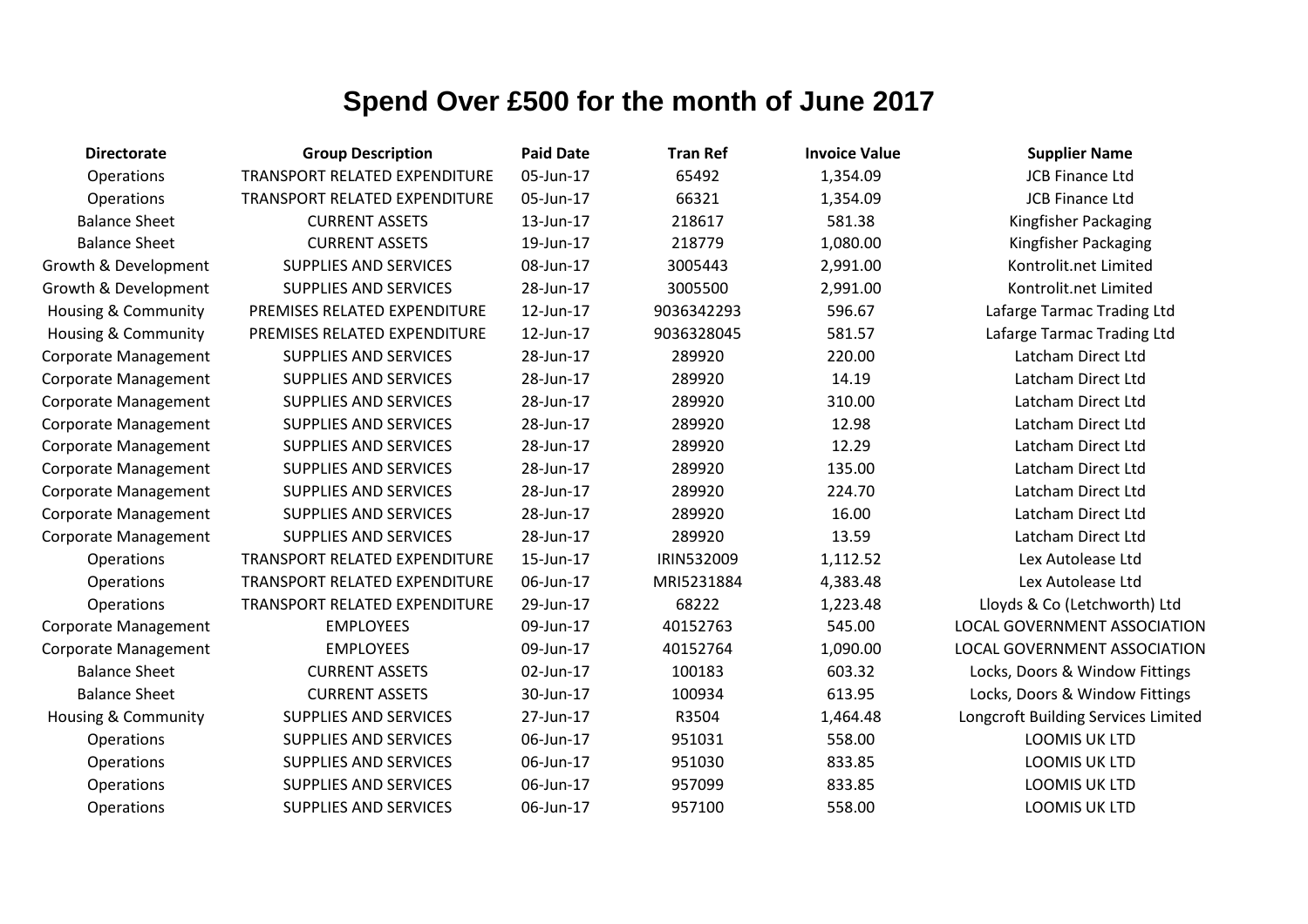# Spend Over £500 for the month of June 2017

| Directorate | Group Description | Paid Date | Tran Ref | Invoice Value | Supplier Name |
|---|---|---|---|---|---|
| Operations | TRANSPORT RELATED EXPENDITURE | 05-Jun-17 | 65492 | 1,354.09 | JCB Finance Ltd |
| Operations | TRANSPORT RELATED EXPENDITURE | 05-Jun-17 | 66321 | 1,354.09 | JCB Finance Ltd |
| Balance Sheet | CURRENT ASSETS | 13-Jun-17 | 218617 | 581.38 | Kingfisher Packaging |
| Balance Sheet | CURRENT ASSETS | 19-Jun-17 | 218779 | 1,080.00 | Kingfisher Packaging |
| Growth & Development | SUPPLIES AND SERVICES | 08-Jun-17 | 3005443 | 2,991.00 | Kontrolit.net Limited |
| Growth & Development | SUPPLIES AND SERVICES | 28-Jun-17 | 3005500 | 2,991.00 | Kontrolit.net Limited |
| Housing & Community | PREMISES RELATED EXPENDITURE | 12-Jun-17 | 9036342293 | 596.67 | Lafarge Tarmac Trading Ltd |
| Housing & Community | PREMISES RELATED EXPENDITURE | 12-Jun-17 | 9036328045 | 581.57 | Lafarge Tarmac Trading Ltd |
| Corporate Management | SUPPLIES AND SERVICES | 28-Jun-17 | 289920 | 220.00 | Latcham Direct Ltd |
| Corporate Management | SUPPLIES AND SERVICES | 28-Jun-17 | 289920 | 14.19 | Latcham Direct Ltd |
| Corporate Management | SUPPLIES AND SERVICES | 28-Jun-17 | 289920 | 310.00 | Latcham Direct Ltd |
| Corporate Management | SUPPLIES AND SERVICES | 28-Jun-17 | 289920 | 12.98 | Latcham Direct Ltd |
| Corporate Management | SUPPLIES AND SERVICES | 28-Jun-17 | 289920 | 12.29 | Latcham Direct Ltd |
| Corporate Management | SUPPLIES AND SERVICES | 28-Jun-17 | 289920 | 135.00 | Latcham Direct Ltd |
| Corporate Management | SUPPLIES AND SERVICES | 28-Jun-17 | 289920 | 224.70 | Latcham Direct Ltd |
| Corporate Management | SUPPLIES AND SERVICES | 28-Jun-17 | 289920 | 16.00 | Latcham Direct Ltd |
| Corporate Management | SUPPLIES AND SERVICES | 28-Jun-17 | 289920 | 13.59 | Latcham Direct Ltd |
| Operations | TRANSPORT RELATED EXPENDITURE | 15-Jun-17 | IRIN532009 | 1,112.52 | Lex Autolease Ltd |
| Operations | TRANSPORT RELATED EXPENDITURE | 06-Jun-17 | MRI5231884 | 4,383.48 | Lex Autolease Ltd |
| Operations | TRANSPORT RELATED EXPENDITURE | 29-Jun-17 | 68222 | 1,223.48 | Lloyds & Co (Letchworth) Ltd |
| Corporate Management | EMPLOYEES | 09-Jun-17 | 40152763 | 545.00 | LOCAL GOVERNMENT ASSOCIATION |
| Corporate Management | EMPLOYEES | 09-Jun-17 | 40152764 | 1,090.00 | LOCAL GOVERNMENT ASSOCIATION |
| Balance Sheet | CURRENT ASSETS | 02-Jun-17 | 100183 | 603.32 | Locks, Doors & Window Fittings |
| Balance Sheet | CURRENT ASSETS | 30-Jun-17 | 100934 | 613.95 | Locks, Doors & Window Fittings |
| Housing & Community | SUPPLIES AND SERVICES | 27-Jun-17 | R3504 | 1,464.48 | Longcroft Building Services Limited |
| Operations | SUPPLIES AND SERVICES | 06-Jun-17 | 951031 | 558.00 | LOOMIS UK LTD |
| Operations | SUPPLIES AND SERVICES | 06-Jun-17 | 951030 | 833.85 | LOOMIS UK LTD |
| Operations | SUPPLIES AND SERVICES | 06-Jun-17 | 957099 | 833.85 | LOOMIS UK LTD |
| Operations | SUPPLIES AND SERVICES | 06-Jun-17 | 957100 | 558.00 | LOOMIS UK LTD |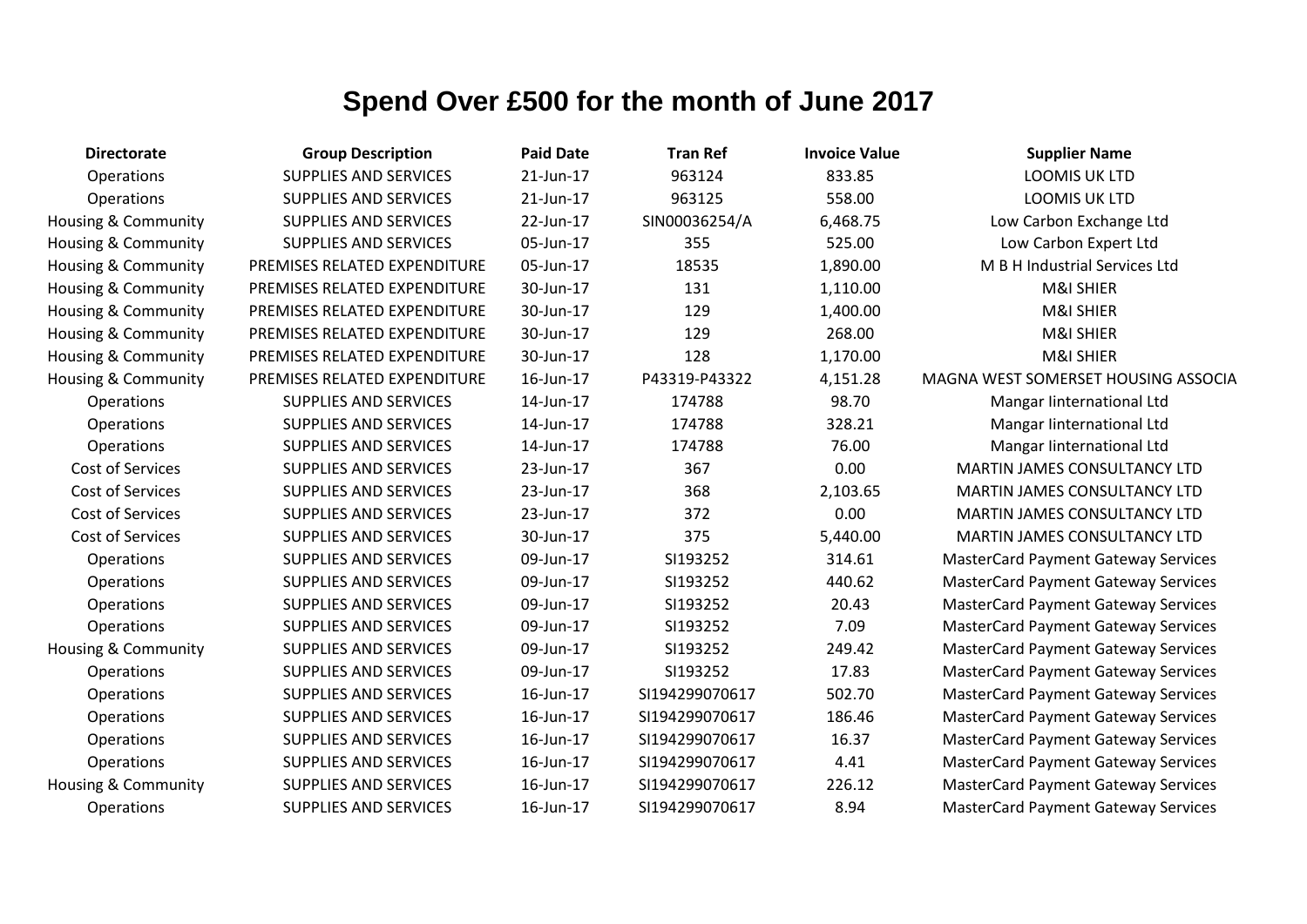# Spend Over £500 for the month of June 2017

| Directorate | Group Description | Paid Date | Tran Ref | Invoice Value | Supplier Name |
|---|---|---|---|---|---|
| Operations | SUPPLIES AND SERVICES | 21-Jun-17 | 963124 | 833.85 | LOOMIS UK LTD |
| Operations | SUPPLIES AND SERVICES | 21-Jun-17 | 963125 | 558.00 | LOOMIS UK LTD |
| Housing & Community | SUPPLIES AND SERVICES | 22-Jun-17 | SIN00036254/A | 6,468.75 | Low Carbon Exchange Ltd |
| Housing & Community | SUPPLIES AND SERVICES | 05-Jun-17 | 355 | 525.00 | Low Carbon Expert Ltd |
| Housing & Community | PREMISES RELATED EXPENDITURE | 05-Jun-17 | 18535 | 1,890.00 | M B H Industrial Services Ltd |
| Housing & Community | PREMISES RELATED EXPENDITURE | 30-Jun-17 | 131 | 1,110.00 | M&I SHIER |
| Housing & Community | PREMISES RELATED EXPENDITURE | 30-Jun-17 | 129 | 1,400.00 | M&I SHIER |
| Housing & Community | PREMISES RELATED EXPENDITURE | 30-Jun-17 | 129 | 268.00 | M&I SHIER |
| Housing & Community | PREMISES RELATED EXPENDITURE | 30-Jun-17 | 128 | 1,170.00 | M&I SHIER |
| Housing & Community | PREMISES RELATED EXPENDITURE | 16-Jun-17 | P43319-P43322 | 4,151.28 | MAGNA WEST SOMERSET HOUSING ASSOCIA |
| Operations | SUPPLIES AND SERVICES | 14-Jun-17 | 174788 | 98.70 | Mangar Iinternational Ltd |
| Operations | SUPPLIES AND SERVICES | 14-Jun-17 | 174788 | 328.21 | Mangar Iinternational Ltd |
| Operations | SUPPLIES AND SERVICES | 14-Jun-17 | 174788 | 76.00 | Mangar Iinternational Ltd |
| Cost of Services | SUPPLIES AND SERVICES | 23-Jun-17 | 367 | 0.00 | MARTIN JAMES CONSULTANCY LTD |
| Cost of Services | SUPPLIES AND SERVICES | 23-Jun-17 | 368 | 2,103.65 | MARTIN JAMES CONSULTANCY LTD |
| Cost of Services | SUPPLIES AND SERVICES | 23-Jun-17 | 372 | 0.00 | MARTIN JAMES CONSULTANCY LTD |
| Cost of Services | SUPPLIES AND SERVICES | 30-Jun-17 | 375 | 5,440.00 | MARTIN JAMES CONSULTANCY LTD |
| Operations | SUPPLIES AND SERVICES | 09-Jun-17 | SI193252 | 314.61 | MasterCard Payment Gateway Services |
| Operations | SUPPLIES AND SERVICES | 09-Jun-17 | SI193252 | 440.62 | MasterCard Payment Gateway Services |
| Operations | SUPPLIES AND SERVICES | 09-Jun-17 | SI193252 | 20.43 | MasterCard Payment Gateway Services |
| Operations | SUPPLIES AND SERVICES | 09-Jun-17 | SI193252 | 7.09 | MasterCard Payment Gateway Services |
| Housing & Community | SUPPLIES AND SERVICES | 09-Jun-17 | SI193252 | 249.42 | MasterCard Payment Gateway Services |
| Operations | SUPPLIES AND SERVICES | 09-Jun-17 | SI193252 | 17.83 | MasterCard Payment Gateway Services |
| Operations | SUPPLIES AND SERVICES | 16-Jun-17 | SI194299070617 | 502.70 | MasterCard Payment Gateway Services |
| Operations | SUPPLIES AND SERVICES | 16-Jun-17 | SI194299070617 | 186.46 | MasterCard Payment Gateway Services |
| Operations | SUPPLIES AND SERVICES | 16-Jun-17 | SI194299070617 | 16.37 | MasterCard Payment Gateway Services |
| Operations | SUPPLIES AND SERVICES | 16-Jun-17 | SI194299070617 | 4.41 | MasterCard Payment Gateway Services |
| Housing & Community | SUPPLIES AND SERVICES | 16-Jun-17 | SI194299070617 | 226.12 | MasterCard Payment Gateway Services |
| Operations | SUPPLIES AND SERVICES | 16-Jun-17 | SI194299070617 | 8.94 | MasterCard Payment Gateway Services |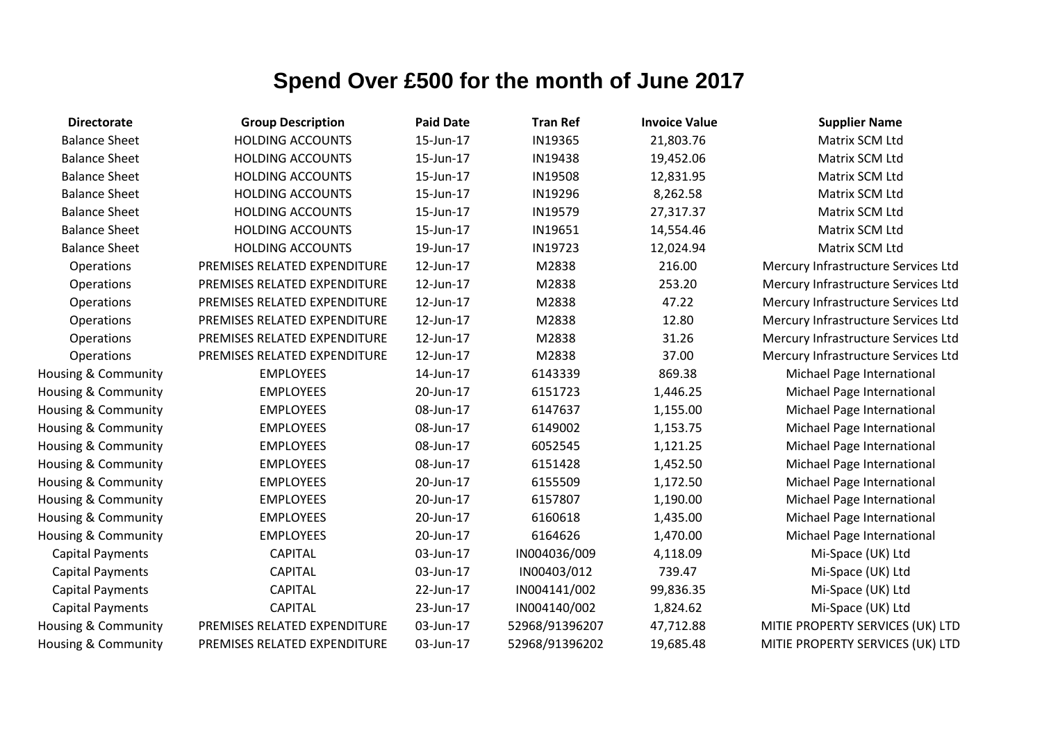# Spend Over £500 for the month of June 2017

| Directorate | Group Description | Paid Date | Tran Ref | Invoice Value | Supplier Name |
|---|---|---|---|---|---|
| Balance Sheet | HOLDING ACCOUNTS | 15-Jun-17 | IN19365 | 21,803.76 | Matrix SCM Ltd |
| Balance Sheet | HOLDING ACCOUNTS | 15-Jun-17 | IN19438 | 19,452.06 | Matrix SCM Ltd |
| Balance Sheet | HOLDING ACCOUNTS | 15-Jun-17 | IN19508 | 12,831.95 | Matrix SCM Ltd |
| Balance Sheet | HOLDING ACCOUNTS | 15-Jun-17 | IN19296 | 8,262.58 | Matrix SCM Ltd |
| Balance Sheet | HOLDING ACCOUNTS | 15-Jun-17 | IN19579 | 27,317.37 | Matrix SCM Ltd |
| Balance Sheet | HOLDING ACCOUNTS | 15-Jun-17 | IN19651 | 14,554.46 | Matrix SCM Ltd |
| Balance Sheet | HOLDING ACCOUNTS | 19-Jun-17 | IN19723 | 12,024.94 | Matrix SCM Ltd |
| Operations | PREMISES RELATED EXPENDITURE | 12-Jun-17 | M2838 | 216.00 | Mercury Infrastructure Services Ltd |
| Operations | PREMISES RELATED EXPENDITURE | 12-Jun-17 | M2838 | 253.20 | Mercury Infrastructure Services Ltd |
| Operations | PREMISES RELATED EXPENDITURE | 12-Jun-17 | M2838 | 47.22 | Mercury Infrastructure Services Ltd |
| Operations | PREMISES RELATED EXPENDITURE | 12-Jun-17 | M2838 | 12.80 | Mercury Infrastructure Services Ltd |
| Operations | PREMISES RELATED EXPENDITURE | 12-Jun-17 | M2838 | 31.26 | Mercury Infrastructure Services Ltd |
| Operations | PREMISES RELATED EXPENDITURE | 12-Jun-17 | M2838 | 37.00 | Mercury Infrastructure Services Ltd |
| Housing & Community | EMPLOYEES | 14-Jun-17 | 6143339 | 869.38 | Michael Page International |
| Housing & Community | EMPLOYEES | 20-Jun-17 | 6151723 | 1,446.25 | Michael Page International |
| Housing & Community | EMPLOYEES | 08-Jun-17 | 6147637 | 1,155.00 | Michael Page International |
| Housing & Community | EMPLOYEES | 08-Jun-17 | 6149002 | 1,153.75 | Michael Page International |
| Housing & Community | EMPLOYEES | 08-Jun-17 | 6052545 | 1,121.25 | Michael Page International |
| Housing & Community | EMPLOYEES | 08-Jun-17 | 6151428 | 1,452.50 | Michael Page International |
| Housing & Community | EMPLOYEES | 20-Jun-17 | 6155509 | 1,172.50 | Michael Page International |
| Housing & Community | EMPLOYEES | 20-Jun-17 | 6157807 | 1,190.00 | Michael Page International |
| Housing & Community | EMPLOYEES | 20-Jun-17 | 6160618 | 1,435.00 | Michael Page International |
| Housing & Community | EMPLOYEES | 20-Jun-17 | 6164626 | 1,470.00 | Michael Page International |
| Capital Payments | CAPITAL | 03-Jun-17 | IN004036/009 | 4,118.09 | Mi-Space (UK) Ltd |
| Capital Payments | CAPITAL | 03-Jun-17 | IN00403/012 | 739.47 | Mi-Space (UK) Ltd |
| Capital Payments | CAPITAL | 22-Jun-17 | IN004141/002 | 99,836.35 | Mi-Space (UK) Ltd |
| Capital Payments | CAPITAL | 23-Jun-17 | IN004140/002 | 1,824.62 | Mi-Space (UK) Ltd |
| Housing & Community | PREMISES RELATED EXPENDITURE | 03-Jun-17 | 52968/91396207 | 47,712.88 | MITIE PROPERTY SERVICES (UK) LTD |
| Housing & Community | PREMISES RELATED EXPENDITURE | 03-Jun-17 | 52968/91396202 | 19,685.48 | MITIE PROPERTY SERVICES (UK) LTD |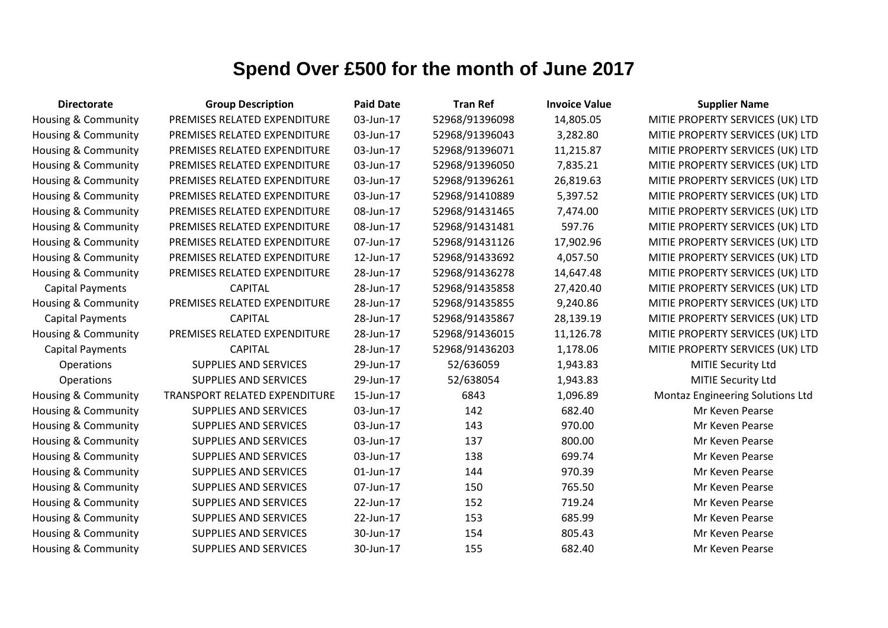# Spend Over £500 for the month of June 2017

| Directorate | Group Description | Paid Date | Tran Ref | Invoice Value | Supplier Name |
|---|---|---|---|---|---|
| Housing & Community | PREMISES RELATED EXPENDITURE | 03-Jun-17 | 52968/91396098 | 14,805.05 | MITIE PROPERTY SERVICES (UK) LTD |
| Housing & Community | PREMISES RELATED EXPENDITURE | 03-Jun-17 | 52968/91396043 | 3,282.80 | MITIE PROPERTY SERVICES (UK) LTD |
| Housing & Community | PREMISES RELATED EXPENDITURE | 03-Jun-17 | 52968/91396071 | 11,215.87 | MITIE PROPERTY SERVICES (UK) LTD |
| Housing & Community | PREMISES RELATED EXPENDITURE | 03-Jun-17 | 52968/91396050 | 7,835.21 | MITIE PROPERTY SERVICES (UK) LTD |
| Housing & Community | PREMISES RELATED EXPENDITURE | 03-Jun-17 | 52968/91396261 | 26,819.63 | MITIE PROPERTY SERVICES (UK) LTD |
| Housing & Community | PREMISES RELATED EXPENDITURE | 03-Jun-17 | 52968/91410889 | 5,397.52 | MITIE PROPERTY SERVICES (UK) LTD |
| Housing & Community | PREMISES RELATED EXPENDITURE | 08-Jun-17 | 52968/91431465 | 7,474.00 | MITIE PROPERTY SERVICES (UK) LTD |
| Housing & Community | PREMISES RELATED EXPENDITURE | 08-Jun-17 | 52968/91431481 | 597.76 | MITIE PROPERTY SERVICES (UK) LTD |
| Housing & Community | PREMISES RELATED EXPENDITURE | 07-Jun-17 | 52968/91431126 | 17,902.96 | MITIE PROPERTY SERVICES (UK) LTD |
| Housing & Community | PREMISES RELATED EXPENDITURE | 12-Jun-17 | 52968/91433692 | 4,057.50 | MITIE PROPERTY SERVICES (UK) LTD |
| Housing & Community | PREMISES RELATED EXPENDITURE | 28-Jun-17 | 52968/91436278 | 14,647.48 | MITIE PROPERTY SERVICES (UK) LTD |
| Capital Payments | CAPITAL | 28-Jun-17 | 52968/91435858 | 27,420.40 | MITIE PROPERTY SERVICES (UK) LTD |
| Housing & Community | PREMISES RELATED EXPENDITURE | 28-Jun-17 | 52968/91435855 | 9,240.86 | MITIE PROPERTY SERVICES (UK) LTD |
| Capital Payments | CAPITAL | 28-Jun-17 | 52968/91435867 | 28,139.19 | MITIE PROPERTY SERVICES (UK) LTD |
| Housing & Community | PREMISES RELATED EXPENDITURE | 28-Jun-17 | 52968/91436015 | 11,126.78 | MITIE PROPERTY SERVICES (UK) LTD |
| Capital Payments | CAPITAL | 28-Jun-17 | 52968/91436203 | 1,178.06 | MITIE PROPERTY SERVICES (UK) LTD |
| Operations | SUPPLIES AND SERVICES | 29-Jun-17 | 52/636059 | 1,943.83 | MITIE Security Ltd |
| Operations | SUPPLIES AND SERVICES | 29-Jun-17 | 52/638054 | 1,943.83 | MITIE Security Ltd |
| Housing & Community | TRANSPORT RELATED EXPENDITURE | 15-Jun-17 | 6843 | 1,096.89 | Montaz Engineering Solutions Ltd |
| Housing & Community | SUPPLIES AND SERVICES | 03-Jun-17 | 142 | 682.40 | Mr Keven Pearse |
| Housing & Community | SUPPLIES AND SERVICES | 03-Jun-17 | 143 | 970.00 | Mr Keven Pearse |
| Housing & Community | SUPPLIES AND SERVICES | 03-Jun-17 | 137 | 800.00 | Mr Keven Pearse |
| Housing & Community | SUPPLIES AND SERVICES | 03-Jun-17 | 138 | 699.74 | Mr Keven Pearse |
| Housing & Community | SUPPLIES AND SERVICES | 01-Jun-17 | 144 | 970.39 | Mr Keven Pearse |
| Housing & Community | SUPPLIES AND SERVICES | 07-Jun-17 | 150 | 765.50 | Mr Keven Pearse |
| Housing & Community | SUPPLIES AND SERVICES | 22-Jun-17 | 152 | 719.24 | Mr Keven Pearse |
| Housing & Community | SUPPLIES AND SERVICES | 22-Jun-17 | 153 | 685.99 | Mr Keven Pearse |
| Housing & Community | SUPPLIES AND SERVICES | 30-Jun-17 | 154 | 805.43 | Mr Keven Pearse |
| Housing & Community | SUPPLIES AND SERVICES | 30-Jun-17 | 155 | 682.40 | Mr Keven Pearse |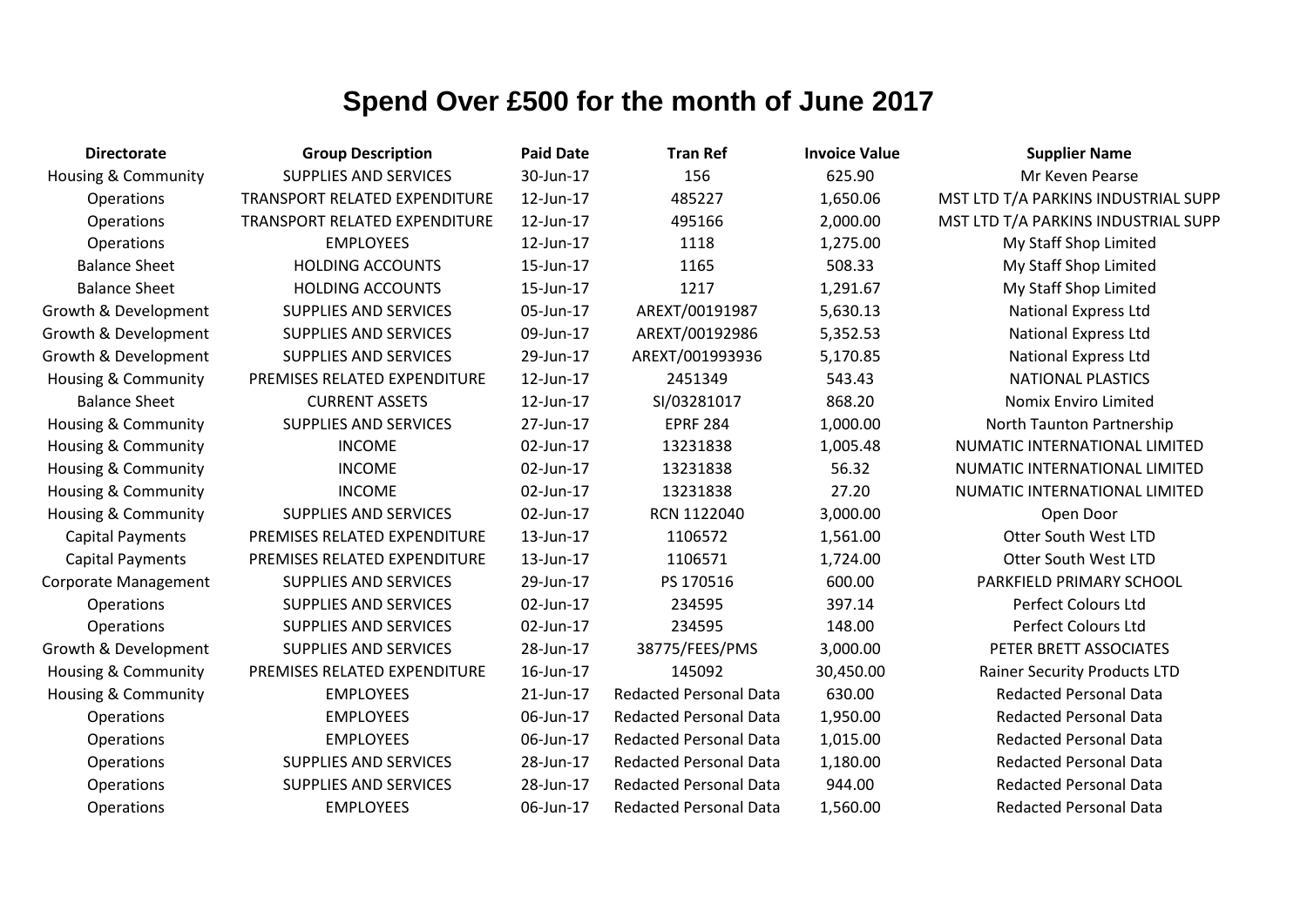# Spend Over £500 for the month of June 2017

| Directorate | Group Description | Paid Date | Tran Ref | Invoice Value | Supplier Name |
| --- | --- | --- | --- | --- | --- |
| Housing & Community | SUPPLIES AND SERVICES | 30-Jun-17 | 156 | 625.90 | Mr Keven Pearse |
| Operations | TRANSPORT RELATED EXPENDITURE | 12-Jun-17 | 485227 | 1,650.06 | MST LTD T/A PARKINS INDUSTRIAL SUPP |
| Operations | TRANSPORT RELATED EXPENDITURE | 12-Jun-17 | 495166 | 2,000.00 | MST LTD T/A PARKINS INDUSTRIAL SUPP |
| Operations | EMPLOYEES | 12-Jun-17 | 1118 | 1,275.00 | My Staff Shop Limited |
| Balance Sheet | HOLDING ACCOUNTS | 15-Jun-17 | 1165 | 508.33 | My Staff Shop Limited |
| Balance Sheet | HOLDING ACCOUNTS | 15-Jun-17 | 1217 | 1,291.67 | My Staff Shop Limited |
| Growth & Development | SUPPLIES AND SERVICES | 05-Jun-17 | AREXT/00191987 | 5,630.13 | National Express Ltd |
| Growth & Development | SUPPLIES AND SERVICES | 09-Jun-17 | AREXT/00192986 | 5,352.53 | National Express Ltd |
| Growth & Development | SUPPLIES AND SERVICES | 29-Jun-17 | AREXT/001993936 | 5,170.85 | National Express Ltd |
| Housing & Community | PREMISES RELATED EXPENDITURE | 12-Jun-17 | 2451349 | 543.43 | NATIONAL PLASTICS |
| Balance Sheet | CURRENT ASSETS | 12-Jun-17 | SI/03281017 | 868.20 | Nomix Enviro Limited |
| Housing & Community | SUPPLIES AND SERVICES | 27-Jun-17 | EPRF 284 | 1,000.00 | North Taunton Partnership |
| Housing & Community | INCOME | 02-Jun-17 | 13231838 | 1,005.48 | NUMATIC INTERNATIONAL LIMITED |
| Housing & Community | INCOME | 02-Jun-17 | 13231838 | 56.32 | NUMATIC INTERNATIONAL LIMITED |
| Housing & Community | INCOME | 02-Jun-17 | 13231838 | 27.20 | NUMATIC INTERNATIONAL LIMITED |
| Housing & Community | SUPPLIES AND SERVICES | 02-Jun-17 | RCN 1122040 | 3,000.00 | Open Door |
| Capital Payments | PREMISES RELATED EXPENDITURE | 13-Jun-17 | 1106572 | 1,561.00 | Otter South West LTD |
| Capital Payments | PREMISES RELATED EXPENDITURE | 13-Jun-17 | 1106571 | 1,724.00 | Otter South West LTD |
| Corporate Management | SUPPLIES AND SERVICES | 29-Jun-17 | PS 170516 | 600.00 | PARKFIELD PRIMARY SCHOOL |
| Operations | SUPPLIES AND SERVICES | 02-Jun-17 | 234595 | 397.14 | Perfect Colours Ltd |
| Operations | SUPPLIES AND SERVICES | 02-Jun-17 | 234595 | 148.00 | Perfect Colours Ltd |
| Growth & Development | SUPPLIES AND SERVICES | 28-Jun-17 | 38775/FEES/PMS | 3,000.00 | PETER BRETT ASSOCIATES |
| Housing & Community | PREMISES RELATED EXPENDITURE | 16-Jun-17 | 145092 | 30,450.00 | Rainer Security Products LTD |
| Housing & Community | EMPLOYEES | 21-Jun-17 | Redacted Personal Data | 630.00 | Redacted Personal Data |
| Operations | EMPLOYEES | 06-Jun-17 | Redacted Personal Data | 1,950.00 | Redacted Personal Data |
| Operations | EMPLOYEES | 06-Jun-17 | Redacted Personal Data | 1,015.00 | Redacted Personal Data |
| Operations | SUPPLIES AND SERVICES | 28-Jun-17 | Redacted Personal Data | 1,180.00 | Redacted Personal Data |
| Operations | SUPPLIES AND SERVICES | 28-Jun-17 | Redacted Personal Data | 944.00 | Redacted Personal Data |
| Operations | EMPLOYEES | 06-Jun-17 | Redacted Personal Data | 1,560.00 | Redacted Personal Data |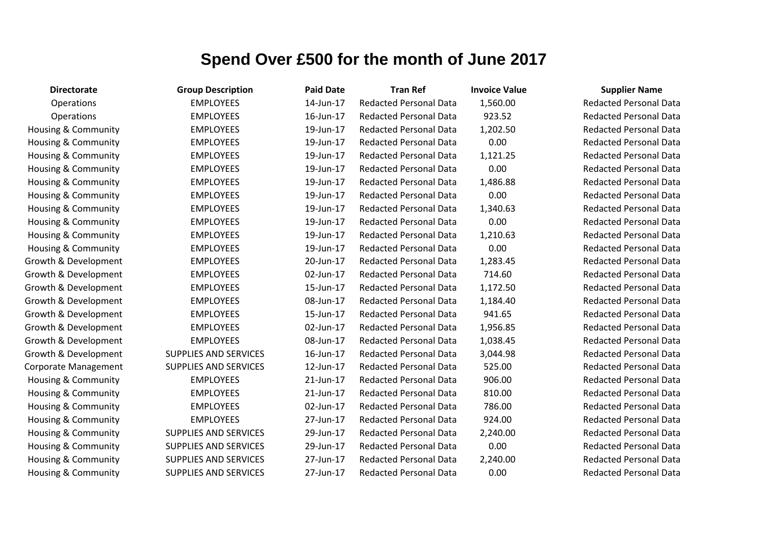# Spend Over £500 for the month of June 2017

| Directorate | Group Description | Paid Date | Tran Ref | Invoice Value | Supplier Name |
|---|---|---|---|---|---|
| Operations | EMPLOYEES | 14-Jun-17 | Redacted Personal Data | 1,560.00 | Redacted Personal Data |
| Operations | EMPLOYEES | 16-Jun-17 | Redacted Personal Data | 923.52 | Redacted Personal Data |
| Housing & Community | EMPLOYEES | 19-Jun-17 | Redacted Personal Data | 1,202.50 | Redacted Personal Data |
| Housing & Community | EMPLOYEES | 19-Jun-17 | Redacted Personal Data | 0.00 | Redacted Personal Data |
| Housing & Community | EMPLOYEES | 19-Jun-17 | Redacted Personal Data | 1,121.25 | Redacted Personal Data |
| Housing & Community | EMPLOYEES | 19-Jun-17 | Redacted Personal Data | 0.00 | Redacted Personal Data |
| Housing & Community | EMPLOYEES | 19-Jun-17 | Redacted Personal Data | 1,486.88 | Redacted Personal Data |
| Housing & Community | EMPLOYEES | 19-Jun-17 | Redacted Personal Data | 0.00 | Redacted Personal Data |
| Housing & Community | EMPLOYEES | 19-Jun-17 | Redacted Personal Data | 1,340.63 | Redacted Personal Data |
| Housing & Community | EMPLOYEES | 19-Jun-17 | Redacted Personal Data | 0.00 | Redacted Personal Data |
| Housing & Community | EMPLOYEES | 19-Jun-17 | Redacted Personal Data | 1,210.63 | Redacted Personal Data |
| Housing & Community | EMPLOYEES | 19-Jun-17 | Redacted Personal Data | 0.00 | Redacted Personal Data |
| Growth & Development | EMPLOYEES | 20-Jun-17 | Redacted Personal Data | 1,283.45 | Redacted Personal Data |
| Growth & Development | EMPLOYEES | 02-Jun-17 | Redacted Personal Data | 714.60 | Redacted Personal Data |
| Growth & Development | EMPLOYEES | 15-Jun-17 | Redacted Personal Data | 1,172.50 | Redacted Personal Data |
| Growth & Development | EMPLOYEES | 08-Jun-17 | Redacted Personal Data | 1,184.40 | Redacted Personal Data |
| Growth & Development | EMPLOYEES | 15-Jun-17 | Redacted Personal Data | 941.65 | Redacted Personal Data |
| Growth & Development | EMPLOYEES | 02-Jun-17 | Redacted Personal Data | 1,956.85 | Redacted Personal Data |
| Growth & Development | EMPLOYEES | 08-Jun-17 | Redacted Personal Data | 1,038.45 | Redacted Personal Data |
| Growth & Development | SUPPLIES AND SERVICES | 16-Jun-17 | Redacted Personal Data | 3,044.98 | Redacted Personal Data |
| Corporate Management | SUPPLIES AND SERVICES | 12-Jun-17 | Redacted Personal Data | 525.00 | Redacted Personal Data |
| Housing & Community | EMPLOYEES | 21-Jun-17 | Redacted Personal Data | 906.00 | Redacted Personal Data |
| Housing & Community | EMPLOYEES | 21-Jun-17 | Redacted Personal Data | 810.00 | Redacted Personal Data |
| Housing & Community | EMPLOYEES | 02-Jun-17 | Redacted Personal Data | 786.00 | Redacted Personal Data |
| Housing & Community | EMPLOYEES | 27-Jun-17 | Redacted Personal Data | 924.00 | Redacted Personal Data |
| Housing & Community | SUPPLIES AND SERVICES | 29-Jun-17 | Redacted Personal Data | 2,240.00 | Redacted Personal Data |
| Housing & Community | SUPPLIES AND SERVICES | 29-Jun-17 | Redacted Personal Data | 0.00 | Redacted Personal Data |
| Housing & Community | SUPPLIES AND SERVICES | 27-Jun-17 | Redacted Personal Data | 2,240.00 | Redacted Personal Data |
| Housing & Community | SUPPLIES AND SERVICES | 27-Jun-17 | Redacted Personal Data | 0.00 | Redacted Personal Data |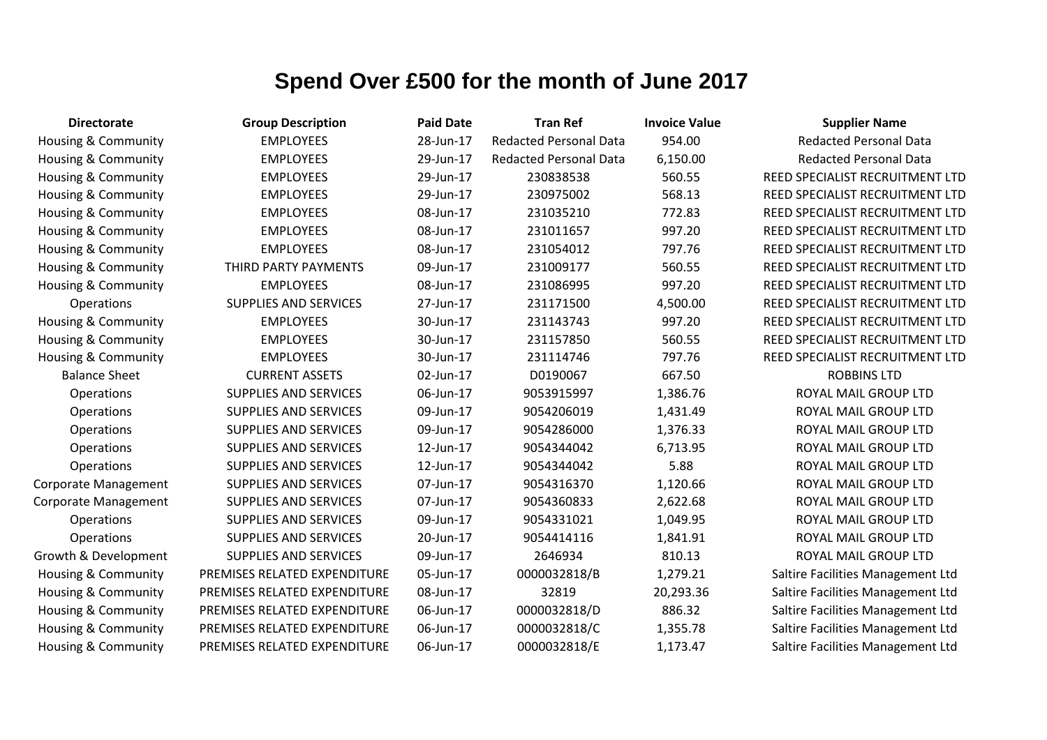# Spend Over £500 for the month of June 2017

| Directorate | Group Description | Paid Date | Tran Ref | Invoice Value | Supplier Name |
|---|---|---|---|---|---|
| Housing & Community | EMPLOYEES | 28-Jun-17 | Redacted Personal Data | 954.00 | Redacted Personal Data |
| Housing & Community | EMPLOYEES | 29-Jun-17 | Redacted Personal Data | 6,150.00 | Redacted Personal Data |
| Housing & Community | EMPLOYEES | 29-Jun-17 | 230838538 | 560.55 | REED SPECIALIST RECRUITMENT LTD |
| Housing & Community | EMPLOYEES | 29-Jun-17 | 230975002 | 568.13 | REED SPECIALIST RECRUITMENT LTD |
| Housing & Community | EMPLOYEES | 08-Jun-17 | 231035210 | 772.83 | REED SPECIALIST RECRUITMENT LTD |
| Housing & Community | EMPLOYEES | 08-Jun-17 | 231011657 | 997.20 | REED SPECIALIST RECRUITMENT LTD |
| Housing & Community | EMPLOYEES | 08-Jun-17 | 231054012 | 797.76 | REED SPECIALIST RECRUITMENT LTD |
| Housing & Community | THIRD PARTY PAYMENTS | 09-Jun-17 | 231009177 | 560.55 | REED SPECIALIST RECRUITMENT LTD |
| Housing & Community | EMPLOYEES | 08-Jun-17 | 231086995 | 997.20 | REED SPECIALIST RECRUITMENT LTD |
| Operations | SUPPLIES AND SERVICES | 27-Jun-17 | 231171500 | 4,500.00 | REED SPECIALIST RECRUITMENT LTD |
| Housing & Community | EMPLOYEES | 30-Jun-17 | 231143743 | 997.20 | REED SPECIALIST RECRUITMENT LTD |
| Housing & Community | EMPLOYEES | 30-Jun-17 | 231157850 | 560.55 | REED SPECIALIST RECRUITMENT LTD |
| Housing & Community | EMPLOYEES | 30-Jun-17 | 231114746 | 797.76 | REED SPECIALIST RECRUITMENT LTD |
| Balance Sheet | CURRENT ASSETS | 02-Jun-17 | D0190067 | 667.50 | ROBBINS LTD |
| Operations | SUPPLIES AND SERVICES | 06-Jun-17 | 9053915997 | 1,386.76 | ROYAL MAIL GROUP LTD |
| Operations | SUPPLIES AND SERVICES | 09-Jun-17 | 9054206019 | 1,431.49 | ROYAL MAIL GROUP LTD |
| Operations | SUPPLIES AND SERVICES | 09-Jun-17 | 9054286000 | 1,376.33 | ROYAL MAIL GROUP LTD |
| Operations | SUPPLIES AND SERVICES | 12-Jun-17 | 9054344042 | 6,713.95 | ROYAL MAIL GROUP LTD |
| Operations | SUPPLIES AND SERVICES | 12-Jun-17 | 9054344042 | 5.88 | ROYAL MAIL GROUP LTD |
| Corporate Management | SUPPLIES AND SERVICES | 07-Jun-17 | 9054316370 | 1,120.66 | ROYAL MAIL GROUP LTD |
| Corporate Management | SUPPLIES AND SERVICES | 07-Jun-17 | 9054360833 | 2,622.68 | ROYAL MAIL GROUP LTD |
| Operations | SUPPLIES AND SERVICES | 09-Jun-17 | 9054331021 | 1,049.95 | ROYAL MAIL GROUP LTD |
| Operations | SUPPLIES AND SERVICES | 20-Jun-17 | 9054414116 | 1,841.91 | ROYAL MAIL GROUP LTD |
| Growth & Development | SUPPLIES AND SERVICES | 09-Jun-17 | 2646934 | 810.13 | ROYAL MAIL GROUP LTD |
| Housing & Community | PREMISES RELATED EXPENDITURE | 05-Jun-17 | 0000032818/B | 1,279.21 | Saltire Facilities Management Ltd |
| Housing & Community | PREMISES RELATED EXPENDITURE | 08-Jun-17 | 32819 | 20,293.36 | Saltire Facilities Management Ltd |
| Housing & Community | PREMISES RELATED EXPENDITURE | 06-Jun-17 | 0000032818/D | 886.32 | Saltire Facilities Management Ltd |
| Housing & Community | PREMISES RELATED EXPENDITURE | 06-Jun-17 | 0000032818/C | 1,355.78 | Saltire Facilities Management Ltd |
| Housing & Community | PREMISES RELATED EXPENDITURE | 06-Jun-17 | 0000032818/E | 1,173.47 | Saltire Facilities Management Ltd |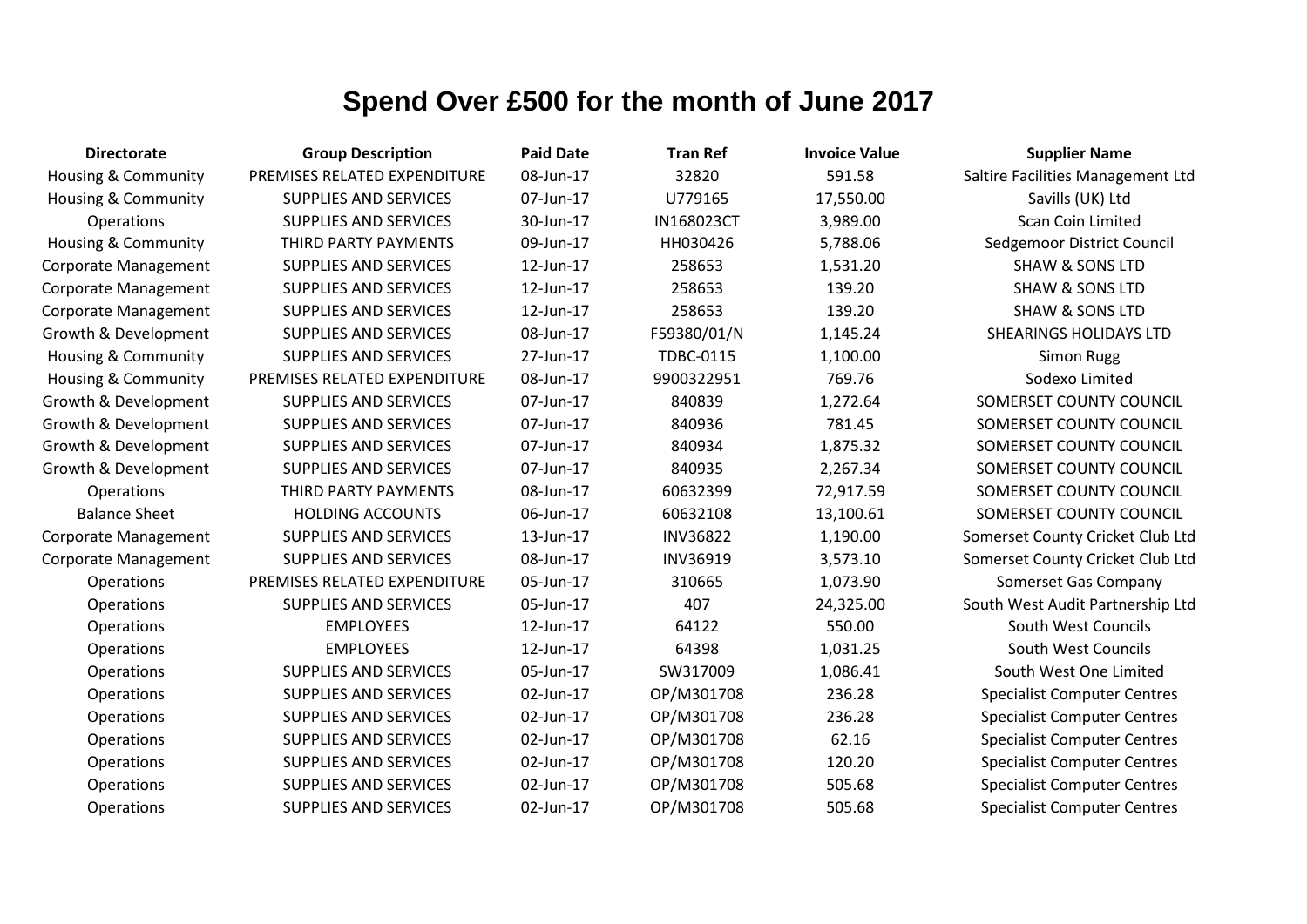# Spend Over £500 for the month of June 2017

| Directorate | Group Description | Paid Date | Tran Ref | Invoice Value | Supplier Name |
|---|---|---|---|---|---|
| Housing & Community | PREMISES RELATED EXPENDITURE | 08-Jun-17 | 32820 | 591.58 | Saltire Facilities Management Ltd |
| Housing & Community | SUPPLIES AND SERVICES | 07-Jun-17 | U779165 | 17,550.00 | Savills (UK) Ltd |
| Operations | SUPPLIES AND SERVICES | 30-Jun-17 | IN168023CT | 3,989.00 | Scan Coin Limited |
| Housing & Community | THIRD PARTY PAYMENTS | 09-Jun-17 | HH030426 | 5,788.06 | Sedgemoor District Council |
| Corporate Management | SUPPLIES AND SERVICES | 12-Jun-17 | 258653 | 1,531.20 | SHAW & SONS LTD |
| Corporate Management | SUPPLIES AND SERVICES | 12-Jun-17 | 258653 | 139.20 | SHAW & SONS LTD |
| Corporate Management | SUPPLIES AND SERVICES | 12-Jun-17 | 258653 | 139.20 | SHAW & SONS LTD |
| Growth & Development | SUPPLIES AND SERVICES | 08-Jun-17 | F59380/01/N | 1,145.24 | SHEARINGS HOLIDAYS LTD |
| Housing & Community | SUPPLIES AND SERVICES | 27-Jun-17 | TDBC-0115 | 1,100.00 | Simon Rugg |
| Housing & Community | PREMISES RELATED EXPENDITURE | 08-Jun-17 | 9900322951 | 769.76 | Sodexo Limited |
| Growth & Development | SUPPLIES AND SERVICES | 07-Jun-17 | 840839 | 1,272.64 | SOMERSET COUNTY COUNCIL |
| Growth & Development | SUPPLIES AND SERVICES | 07-Jun-17 | 840936 | 781.45 | SOMERSET COUNTY COUNCIL |
| Growth & Development | SUPPLIES AND SERVICES | 07-Jun-17 | 840934 | 1,875.32 | SOMERSET COUNTY COUNCIL |
| Growth & Development | SUPPLIES AND SERVICES | 07-Jun-17 | 840935 | 2,267.34 | SOMERSET COUNTY COUNCIL |
| Operations | THIRD PARTY PAYMENTS | 08-Jun-17 | 60632399 | 72,917.59 | SOMERSET COUNTY COUNCIL |
| Balance Sheet | HOLDING ACCOUNTS | 06-Jun-17 | 60632108 | 13,100.61 | SOMERSET COUNTY COUNCIL |
| Corporate Management | SUPPLIES AND SERVICES | 13-Jun-17 | INV36822 | 1,190.00 | Somerset County Cricket Club Ltd |
| Corporate Management | SUPPLIES AND SERVICES | 08-Jun-17 | INV36919 | 3,573.10 | Somerset County Cricket Club Ltd |
| Operations | PREMISES RELATED EXPENDITURE | 05-Jun-17 | 310665 | 1,073.90 | Somerset Gas Company |
| Operations | SUPPLIES AND SERVICES | 05-Jun-17 | 407 | 24,325.00 | South West Audit Partnership Ltd |
| Operations | EMPLOYEES | 12-Jun-17 | 64122 | 550.00 | South West Councils |
| Operations | EMPLOYEES | 12-Jun-17 | 64398 | 1,031.25 | South West Councils |
| Operations | SUPPLIES AND SERVICES | 05-Jun-17 | SW317009 | 1,086.41 | South West One Limited |
| Operations | SUPPLIES AND SERVICES | 02-Jun-17 | OP/M301708 | 236.28 | Specialist Computer Centres |
| Operations | SUPPLIES AND SERVICES | 02-Jun-17 | OP/M301708 | 236.28 | Specialist Computer Centres |
| Operations | SUPPLIES AND SERVICES | 02-Jun-17 | OP/M301708 | 62.16 | Specialist Computer Centres |
| Operations | SUPPLIES AND SERVICES | 02-Jun-17 | OP/M301708 | 120.20 | Specialist Computer Centres |
| Operations | SUPPLIES AND SERVICES | 02-Jun-17 | OP/M301708 | 505.68 | Specialist Computer Centres |
| Operations | SUPPLIES AND SERVICES | 02-Jun-17 | OP/M301708 | 505.68 | Specialist Computer Centres |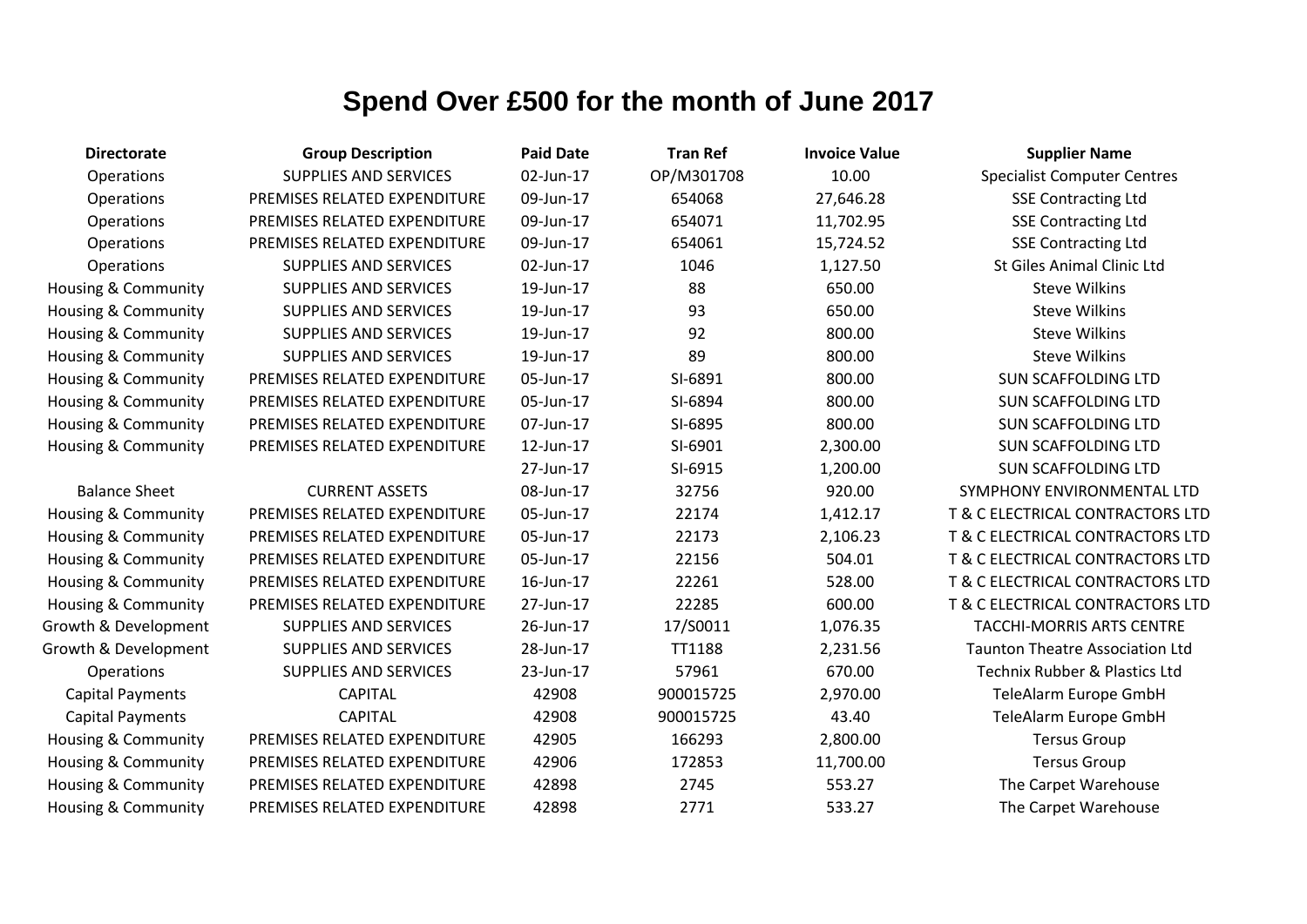# Spend Over £500 for the month of June 2017

| Directorate | Group Description | Paid Date | Tran Ref | Invoice Value | Supplier Name |
|---|---|---|---|---|---|
| Operations | SUPPLIES AND SERVICES | 02-Jun-17 | OP/M301708 | 10.00 | Specialist Computer Centres |
| Operations | PREMISES RELATED EXPENDITURE | 09-Jun-17 | 654068 | 27,646.28 | SSE Contracting Ltd |
| Operations | PREMISES RELATED EXPENDITURE | 09-Jun-17 | 654071 | 11,702.95 | SSE Contracting Ltd |
| Operations | PREMISES RELATED EXPENDITURE | 09-Jun-17 | 654061 | 15,724.52 | SSE Contracting Ltd |
| Operations | SUPPLIES AND SERVICES | 02-Jun-17 | 1046 | 1,127.50 | St Giles Animal Clinic Ltd |
| Housing & Community | SUPPLIES AND SERVICES | 19-Jun-17 | 88 | 650.00 | Steve Wilkins |
| Housing & Community | SUPPLIES AND SERVICES | 19-Jun-17 | 93 | 650.00 | Steve Wilkins |
| Housing & Community | SUPPLIES AND SERVICES | 19-Jun-17 | 92 | 800.00 | Steve Wilkins |
| Housing & Community | SUPPLIES AND SERVICES | 19-Jun-17 | 89 | 800.00 | Steve Wilkins |
| Housing & Community | PREMISES RELATED EXPENDITURE | 05-Jun-17 | SI-6891 | 800.00 | SUN SCAFFOLDING LTD |
| Housing & Community | PREMISES RELATED EXPENDITURE | 05-Jun-17 | SI-6894 | 800.00 | SUN SCAFFOLDING LTD |
| Housing & Community | PREMISES RELATED EXPENDITURE | 07-Jun-17 | SI-6895 | 800.00 | SUN SCAFFOLDING LTD |
| Housing & Community | PREMISES RELATED EXPENDITURE | 12-Jun-17 | SI-6901 | 2,300.00 | SUN SCAFFOLDING LTD |
| | | 27-Jun-17 | SI-6915 | 1,200.00 | SUN SCAFFOLDING LTD |
| Balance Sheet | CURRENT ASSETS | 08-Jun-17 | 32756 | 920.00 | SYMPHONY ENVIRONMENTAL LTD |
| Housing & Community | PREMISES RELATED EXPENDITURE | 05-Jun-17 | 22174 | 1,412.17 | T & C ELECTRICAL CONTRACTORS LTD |
| Housing & Community | PREMISES RELATED EXPENDITURE | 05-Jun-17 | 22173 | 2,106.23 | T & C ELECTRICAL CONTRACTORS LTD |
| Housing & Community | PREMISES RELATED EXPENDITURE | 05-Jun-17 | 22156 | 504.01 | T & C ELECTRICAL CONTRACTORS LTD |
| Housing & Community | PREMISES RELATED EXPENDITURE | 16-Jun-17 | 22261 | 528.00 | T & C ELECTRICAL CONTRACTORS LTD |
| Housing & Community | PREMISES RELATED EXPENDITURE | 27-Jun-17 | 22285 | 600.00 | T & C ELECTRICAL CONTRACTORS LTD |
| Growth & Development | SUPPLIES AND SERVICES | 26-Jun-17 | 17/S0011 | 1,076.35 | TACCHI-MORRIS ARTS CENTRE |
| Growth & Development | SUPPLIES AND SERVICES | 28-Jun-17 | TT1188 | 2,231.56 | Taunton Theatre Association Ltd |
| Operations | SUPPLIES AND SERVICES | 23-Jun-17 | 57961 | 670.00 | Technix Rubber & Plastics Ltd |
| Capital Payments | CAPITAL | 42908 | 900015725 | 2,970.00 | TeleAlarm Europe GmbH |
| Capital Payments | CAPITAL | 42908 | 900015725 | 43.40 | TeleAlarm Europe GmbH |
| Housing & Community | PREMISES RELATED EXPENDITURE | 42905 | 166293 | 2,800.00 | Tersus Group |
| Housing & Community | PREMISES RELATED EXPENDITURE | 42906 | 172853 | 11,700.00 | Tersus Group |
| Housing & Community | PREMISES RELATED EXPENDITURE | 42898 | 2745 | 553.27 | The Carpet Warehouse |
| Housing & Community | PREMISES RELATED EXPENDITURE | 42898 | 2771 | 533.27 | The Carpet Warehouse |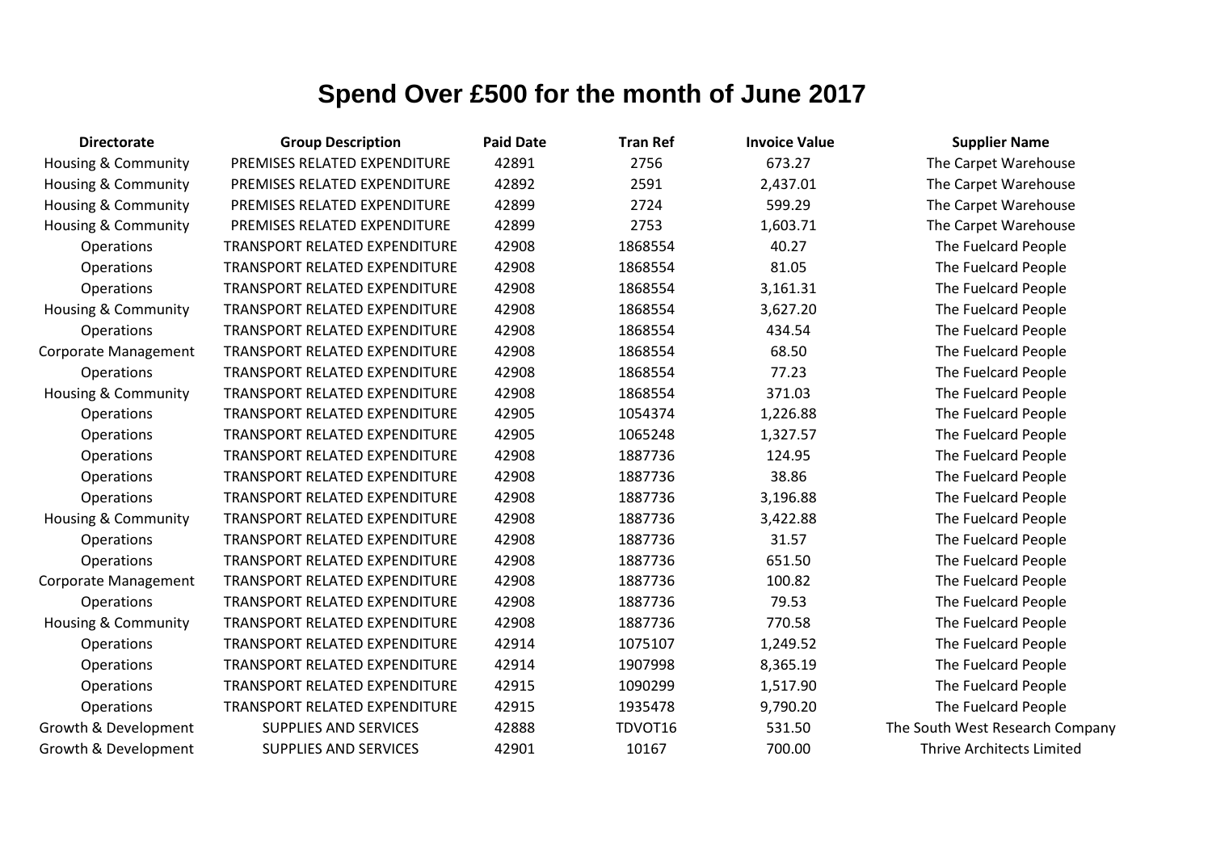# Spend Over £500 for the month of June 2017

| Directorate | Group Description | Paid Date | Tran Ref | Invoice Value | Supplier Name |
|---|---|---|---|---|---|
| Housing & Community | PREMISES RELATED EXPENDITURE | 42891 | 2756 | 673.27 | The Carpet Warehouse |
| Housing & Community | PREMISES RELATED EXPENDITURE | 42892 | 2591 | 2,437.01 | The Carpet Warehouse |
| Housing & Community | PREMISES RELATED EXPENDITURE | 42899 | 2724 | 599.29 | The Carpet Warehouse |
| Housing & Community | PREMISES RELATED EXPENDITURE | 42899 | 2753 | 1,603.71 | The Carpet Warehouse |
| Operations | TRANSPORT RELATED EXPENDITURE | 42908 | 1868554 | 40.27 | The Fuelcard People |
| Operations | TRANSPORT RELATED EXPENDITURE | 42908 | 1868554 | 81.05 | The Fuelcard People |
| Operations | TRANSPORT RELATED EXPENDITURE | 42908 | 1868554 | 3,161.31 | The Fuelcard People |
| Housing & Community | TRANSPORT RELATED EXPENDITURE | 42908 | 1868554 | 3,627.20 | The Fuelcard People |
| Operations | TRANSPORT RELATED EXPENDITURE | 42908 | 1868554 | 434.54 | The Fuelcard People |
| Corporate Management | TRANSPORT RELATED EXPENDITURE | 42908 | 1868554 | 68.50 | The Fuelcard People |
| Operations | TRANSPORT RELATED EXPENDITURE | 42908 | 1868554 | 77.23 | The Fuelcard People |
| Housing & Community | TRANSPORT RELATED EXPENDITURE | 42908 | 1868554 | 371.03 | The Fuelcard People |
| Operations | TRANSPORT RELATED EXPENDITURE | 42905 | 1054374 | 1,226.88 | The Fuelcard People |
| Operations | TRANSPORT RELATED EXPENDITURE | 42905 | 1065248 | 1,327.57 | The Fuelcard People |
| Operations | TRANSPORT RELATED EXPENDITURE | 42908 | 1887736 | 124.95 | The Fuelcard People |
| Operations | TRANSPORT RELATED EXPENDITURE | 42908 | 1887736 | 38.86 | The Fuelcard People |
| Operations | TRANSPORT RELATED EXPENDITURE | 42908 | 1887736 | 3,196.88 | The Fuelcard People |
| Housing & Community | TRANSPORT RELATED EXPENDITURE | 42908 | 1887736 | 3,422.88 | The Fuelcard People |
| Operations | TRANSPORT RELATED EXPENDITURE | 42908 | 1887736 | 31.57 | The Fuelcard People |
| Operations | TRANSPORT RELATED EXPENDITURE | 42908 | 1887736 | 651.50 | The Fuelcard People |
| Corporate Management | TRANSPORT RELATED EXPENDITURE | 42908 | 1887736 | 100.82 | The Fuelcard People |
| Operations | TRANSPORT RELATED EXPENDITURE | 42908 | 1887736 | 79.53 | The Fuelcard People |
| Housing & Community | TRANSPORT RELATED EXPENDITURE | 42908 | 1887736 | 770.58 | The Fuelcard People |
| Operations | TRANSPORT RELATED EXPENDITURE | 42914 | 1075107 | 1,249.52 | The Fuelcard People |
| Operations | TRANSPORT RELATED EXPENDITURE | 42914 | 1907998 | 8,365.19 | The Fuelcard People |
| Operations | TRANSPORT RELATED EXPENDITURE | 42915 | 1090299 | 1,517.90 | The Fuelcard People |
| Operations | TRANSPORT RELATED EXPENDITURE | 42915 | 1935478 | 9,790.20 | The Fuelcard People |
| Growth & Development | SUPPLIES AND SERVICES | 42888 | TDVOT16 | 531.50 | The South West Research Company |
| Growth & Development | SUPPLIES AND SERVICES | 42901 | 10167 | 700.00 | Thrive Architects Limited |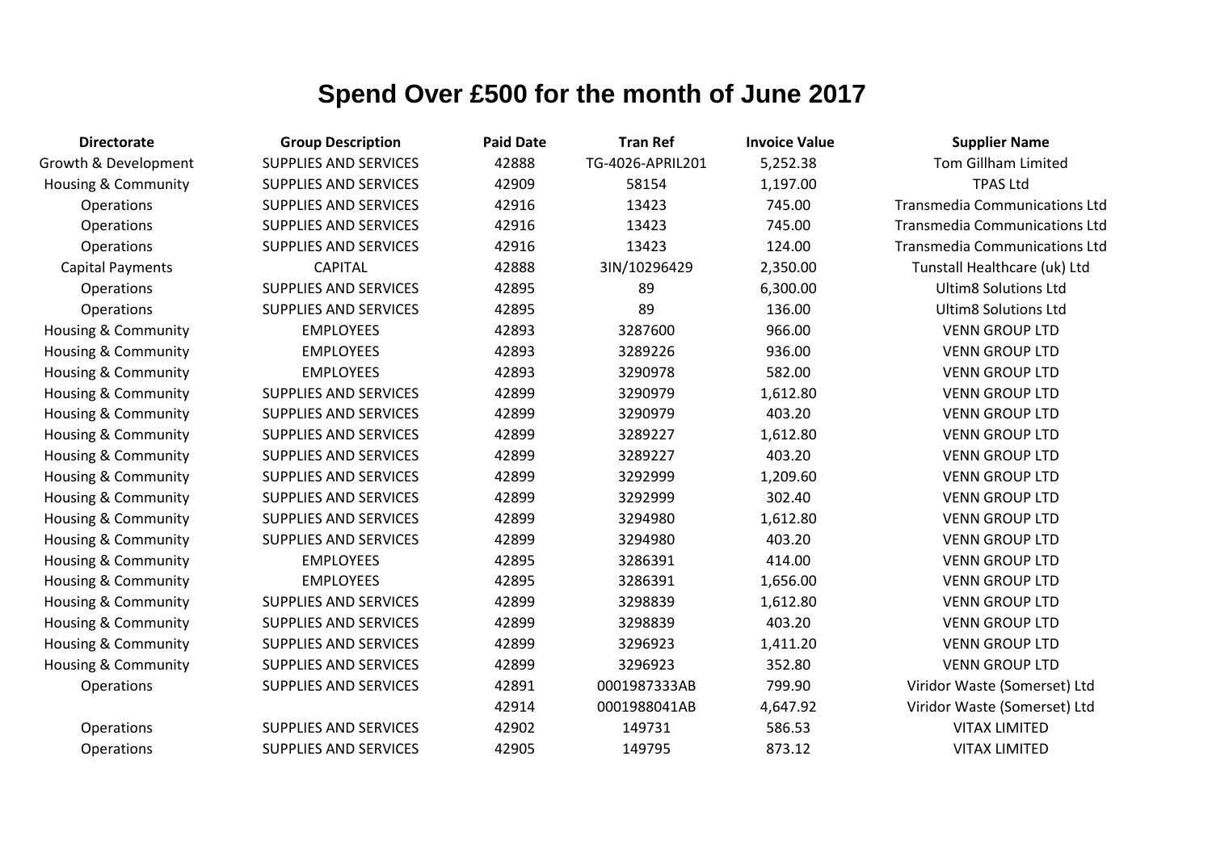# Spend Over £500 for the month of June 2017

| Directorate | Group Description | Paid Date | Tran Ref | Invoice Value | Supplier Name |
|---|---|---|---|---|---|
| Growth & Development | SUPPLIES AND SERVICES | 42888 | TG-4026-APRIL201 | 5,252.38 | Tom Gillham Limited |
| Housing & Community | SUPPLIES AND SERVICES | 42909 | 58154 | 1,197.00 | TPAS Ltd |
| Operations | SUPPLIES AND SERVICES | 42916 | 13423 | 745.00 | Transmedia Communications Ltd |
| Operations | SUPPLIES AND SERVICES | 42916 | 13423 | 745.00 | Transmedia Communications Ltd |
| Operations | SUPPLIES AND SERVICES | 42916 | 13423 | 124.00 | Transmedia Communications Ltd |
| Capital Payments | CAPITAL | 42888 | 3IN/10296429 | 2,350.00 | Tunstall Healthcare (uk) Ltd |
| Operations | SUPPLIES AND SERVICES | 42895 | 89 | 6,300.00 | Ultim8 Solutions Ltd |
| Operations | SUPPLIES AND SERVICES | 42895 | 89 | 136.00 | Ultim8 Solutions Ltd |
| Housing & Community | EMPLOYEES | 42893 | 3287600 | 966.00 | VENN GROUP LTD |
| Housing & Community | EMPLOYEES | 42893 | 3289226 | 936.00 | VENN GROUP LTD |
| Housing & Community | EMPLOYEES | 42893 | 3290978 | 582.00 | VENN GROUP LTD |
| Housing & Community | SUPPLIES AND SERVICES | 42899 | 3290979 | 1,612.80 | VENN GROUP LTD |
| Housing & Community | SUPPLIES AND SERVICES | 42899 | 3290979 | 403.20 | VENN GROUP LTD |
| Housing & Community | SUPPLIES AND SERVICES | 42899 | 3289227 | 1,612.80 | VENN GROUP LTD |
| Housing & Community | SUPPLIES AND SERVICES | 42899 | 3289227 | 403.20 | VENN GROUP LTD |
| Housing & Community | SUPPLIES AND SERVICES | 42899 | 3292999 | 1,209.60 | VENN GROUP LTD |
| Housing & Community | SUPPLIES AND SERVICES | 42899 | 3292999 | 302.40 | VENN GROUP LTD |
| Housing & Community | SUPPLIES AND SERVICES | 42899 | 3294980 | 1,612.80 | VENN GROUP LTD |
| Housing & Community | SUPPLIES AND SERVICES | 42899 | 3294980 | 403.20 | VENN GROUP LTD |
| Housing & Community | EMPLOYEES | 42895 | 3286391 | 414.00 | VENN GROUP LTD |
| Housing & Community | EMPLOYEES | 42895 | 3286391 | 1,656.00 | VENN GROUP LTD |
| Housing & Community | SUPPLIES AND SERVICES | 42899 | 3298839 | 1,612.80 | VENN GROUP LTD |
| Housing & Community | SUPPLIES AND SERVICES | 42899 | 3298839 | 403.20 | VENN GROUP LTD |
| Housing & Community | SUPPLIES AND SERVICES | 42899 | 3296923 | 1,411.20 | VENN GROUP LTD |
| Housing & Community | SUPPLIES AND SERVICES | 42899 | 3296923 | 352.80 | VENN GROUP LTD |
| Operations | SUPPLIES AND SERVICES | 42891 | 0001987333AB | 799.90 | Viridor Waste (Somerset) Ltd |
| | | 42914 | 0001988041AB | 4,647.92 | Viridor Waste (Somerset) Ltd |
| Operations | SUPPLIES AND SERVICES | 42902 | 149731 | 586.53 | VITAX LIMITED |
| Operations | SUPPLIES AND SERVICES | 42905 | 149795 | 873.12 | VITAX LIMITED |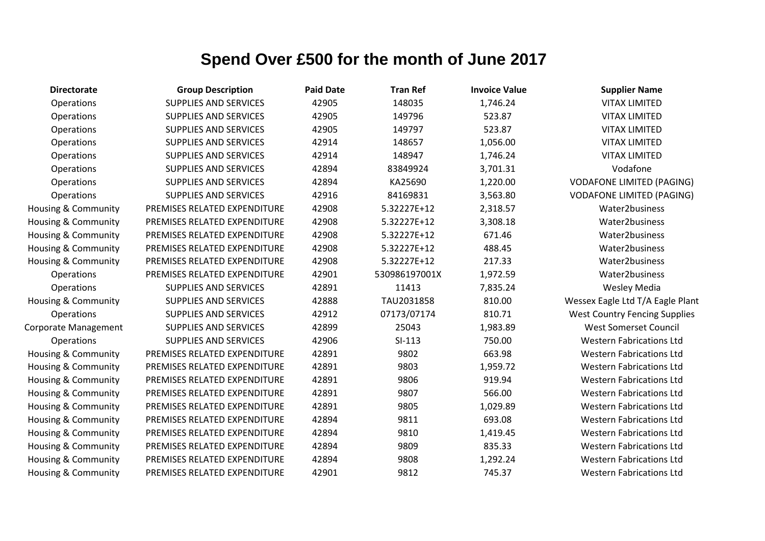# Spend Over £500 for the month of June 2017

| Directorate | Group Description | Paid Date | Tran Ref | Invoice Value | Supplier Name |
|---|---|---|---|---|---|
| Operations | SUPPLIES AND SERVICES | 42905 | 148035 | 1,746.24 | VITAX LIMITED |
| Operations | SUPPLIES AND SERVICES | 42905 | 149796 | 523.87 | VITAX LIMITED |
| Operations | SUPPLIES AND SERVICES | 42905 | 149797 | 523.87 | VITAX LIMITED |
| Operations | SUPPLIES AND SERVICES | 42914 | 148657 | 1,056.00 | VITAX LIMITED |
| Operations | SUPPLIES AND SERVICES | 42914 | 148947 | 1,746.24 | VITAX LIMITED |
| Operations | SUPPLIES AND SERVICES | 42894 | 83849924 | 3,701.31 | Vodafone |
| Operations | SUPPLIES AND SERVICES | 42894 | KA25690 | 1,220.00 | VODAFONE LIMITED (PAGING) |
| Operations | SUPPLIES AND SERVICES | 42916 | 84169831 | 3,563.80 | VODAFONE LIMITED (PAGING) |
| Housing & Community | PREMISES RELATED EXPENDITURE | 42908 | 5.32227E+12 | 2,318.57 | Water2business |
| Housing & Community | PREMISES RELATED EXPENDITURE | 42908 | 5.32227E+12 | 3,308.18 | Water2business |
| Housing & Community | PREMISES RELATED EXPENDITURE | 42908 | 5.32227E+12 | 671.46 | Water2business |
| Housing & Community | PREMISES RELATED EXPENDITURE | 42908 | 5.32227E+12 | 488.45 | Water2business |
| Housing & Community | PREMISES RELATED EXPENDITURE | 42908 | 5.32227E+12 | 217.33 | Water2business |
| Operations | PREMISES RELATED EXPENDITURE | 42901 | 530986197001X | 1,972.59 | Water2business |
| Operations | SUPPLIES AND SERVICES | 42891 | 11413 | 7,835.24 | Wesley Media |
| Housing & Community | SUPPLIES AND SERVICES | 42888 | TAU2031858 | 810.00 | Wessex Eagle Ltd T/A Eagle Plant |
| Operations | SUPPLIES AND SERVICES | 42912 | 07173/07174 | 810.71 | West Country Fencing Supplies |
| Corporate Management | SUPPLIES AND SERVICES | 42899 | 25043 | 1,983.89 | West Somerset Council |
| Operations | SUPPLIES AND SERVICES | 42906 | SI-113 | 750.00 | Western Fabrications Ltd |
| Housing & Community | PREMISES RELATED EXPENDITURE | 42891 | 9802 | 663.98 | Western Fabrications Ltd |
| Housing & Community | PREMISES RELATED EXPENDITURE | 42891 | 9803 | 1,959.72 | Western Fabrications Ltd |
| Housing & Community | PREMISES RELATED EXPENDITURE | 42891 | 9806 | 919.94 | Western Fabrications Ltd |
| Housing & Community | PREMISES RELATED EXPENDITURE | 42891 | 9807 | 566.00 | Western Fabrications Ltd |
| Housing & Community | PREMISES RELATED EXPENDITURE | 42891 | 9805 | 1,029.89 | Western Fabrications Ltd |
| Housing & Community | PREMISES RELATED EXPENDITURE | 42894 | 9811 | 693.08 | Western Fabrications Ltd |
| Housing & Community | PREMISES RELATED EXPENDITURE | 42894 | 9810 | 1,419.45 | Western Fabrications Ltd |
| Housing & Community | PREMISES RELATED EXPENDITURE | 42894 | 9809 | 835.33 | Western Fabrications Ltd |
| Housing & Community | PREMISES RELATED EXPENDITURE | 42894 | 9808 | 1,292.24 | Western Fabrications Ltd |
| Housing & Community | PREMISES RELATED EXPENDITURE | 42901 | 9812 | 745.37 | Western Fabrications Ltd |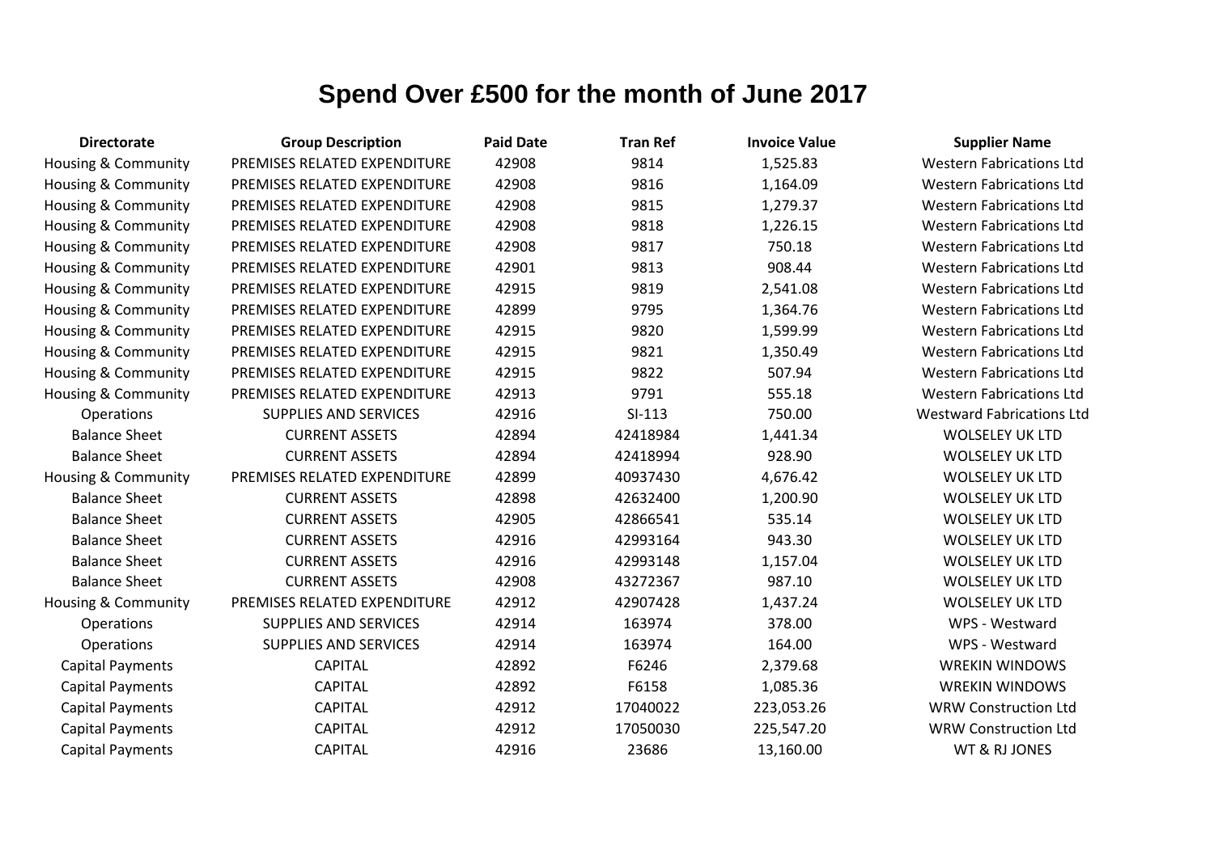# Spend Over £500 for the month of June 2017

| Directorate | Group Description | Paid Date | Tran Ref | Invoice Value | Supplier Name |
|---|---|---|---|---|---|
| Housing & Community | PREMISES RELATED EXPENDITURE | 42908 | 9814 | 1,525.83 | Western Fabrications Ltd |
| Housing & Community | PREMISES RELATED EXPENDITURE | 42908 | 9816 | 1,164.09 | Western Fabrications Ltd |
| Housing & Community | PREMISES RELATED EXPENDITURE | 42908 | 9815 | 1,279.37 | Western Fabrications Ltd |
| Housing & Community | PREMISES RELATED EXPENDITURE | 42908 | 9818 | 1,226.15 | Western Fabrications Ltd |
| Housing & Community | PREMISES RELATED EXPENDITURE | 42908 | 9817 | 750.18 | Western Fabrications Ltd |
| Housing & Community | PREMISES RELATED EXPENDITURE | 42901 | 9813 | 908.44 | Western Fabrications Ltd |
| Housing & Community | PREMISES RELATED EXPENDITURE | 42915 | 9819 | 2,541.08 | Western Fabrications Ltd |
| Housing & Community | PREMISES RELATED EXPENDITURE | 42899 | 9795 | 1,364.76 | Western Fabrications Ltd |
| Housing & Community | PREMISES RELATED EXPENDITURE | 42915 | 9820 | 1,599.99 | Western Fabrications Ltd |
| Housing & Community | PREMISES RELATED EXPENDITURE | 42915 | 9821 | 1,350.49 | Western Fabrications Ltd |
| Housing & Community | PREMISES RELATED EXPENDITURE | 42915 | 9822 | 507.94 | Western Fabrications Ltd |
| Housing & Community | PREMISES RELATED EXPENDITURE | 42913 | 9791 | 555.18 | Western Fabrications Ltd |
| Operations | SUPPLIES AND SERVICES | 42916 | SI-113 | 750.00 | Westward Fabrications Ltd |
| Balance Sheet | CURRENT ASSETS | 42894 | 42418984 | 1,441.34 | WOLSELEY UK LTD |
| Balance Sheet | CURRENT ASSETS | 42894 | 42418994 | 928.90 | WOLSELEY UK LTD |
| Housing & Community | PREMISES RELATED EXPENDITURE | 42899 | 40937430 | 4,676.42 | WOLSELEY UK LTD |
| Balance Sheet | CURRENT ASSETS | 42898 | 42632400 | 1,200.90 | WOLSELEY UK LTD |
| Balance Sheet | CURRENT ASSETS | 42905 | 42866541 | 535.14 | WOLSELEY UK LTD |
| Balance Sheet | CURRENT ASSETS | 42916 | 42993164 | 943.30 | WOLSELEY UK LTD |
| Balance Sheet | CURRENT ASSETS | 42916 | 42993148 | 1,157.04 | WOLSELEY UK LTD |
| Balance Sheet | CURRENT ASSETS | 42908 | 43272367 | 987.10 | WOLSELEY UK LTD |
| Housing & Community | PREMISES RELATED EXPENDITURE | 42912 | 42907428 | 1,437.24 | WOLSELEY UK LTD |
| Operations | SUPPLIES AND SERVICES | 42914 | 163974 | 378.00 | WPS - Westward |
| Operations | SUPPLIES AND SERVICES | 42914 | 163974 | 164.00 | WPS - Westward |
| Capital Payments | CAPITAL | 42892 | F6246 | 2,379.68 | WREKIN WINDOWS |
| Capital Payments | CAPITAL | 42892 | F6158 | 1,085.36 | WREKIN WINDOWS |
| Capital Payments | CAPITAL | 42912 | 17040022 | 223,053.26 | WRW Construction Ltd |
| Capital Payments | CAPITAL | 42912 | 17050030 | 225,547.20 | WRW Construction Ltd |
| Capital Payments | CAPITAL | 42916 | 23686 | 13,160.00 | WT & RJ JONES |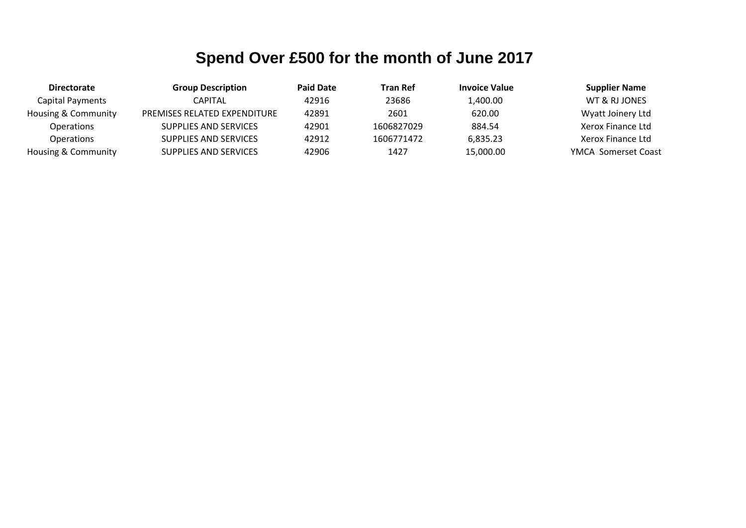# Spend Over £500 for the month of June 2017

| Directorate | Group Description | Paid Date | Tran Ref | Invoice Value | Supplier Name |
|---|---|---|---|---|---|
| Capital Payments | CAPITAL | 42916 | 23686 | 1,400.00 | WT & RJ JONES |
| Housing & Community | PREMISES RELATED EXPENDITURE | 42891 | 2601 | 620.00 | Wyatt Joinery Ltd |
| Operations | SUPPLIES AND SERVICES | 42901 | 1606827029 | 884.54 | Xerox Finance Ltd |
| Operations | SUPPLIES AND SERVICES | 42912 | 1606771472 | 6,835.23 | Xerox Finance Ltd |
| Housing & Community | SUPPLIES AND SERVICES | 42906 | 1427 | 15,000.00 | YMCA  Somerset Coast |